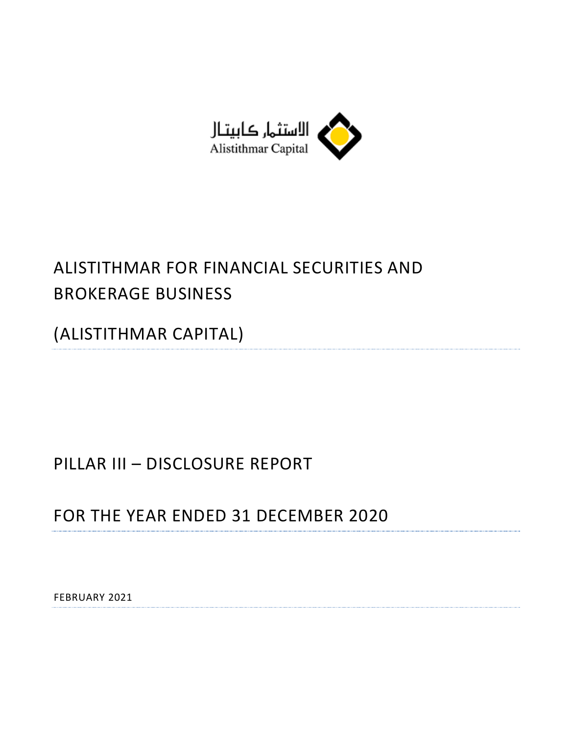الاستثمار كابيتال
Alistithmar Capital

# ALISTITHMAR FOR FINANCIAL SECURITIES AND BROKERAGE BUSINESS

# (ALISTITHMAR CAPITAL)

## PILLAR III – DISCLOSURE REPORT

## FOR THE YEAR ENDED 31 DECEMBER 2020

FEBRUARY 2021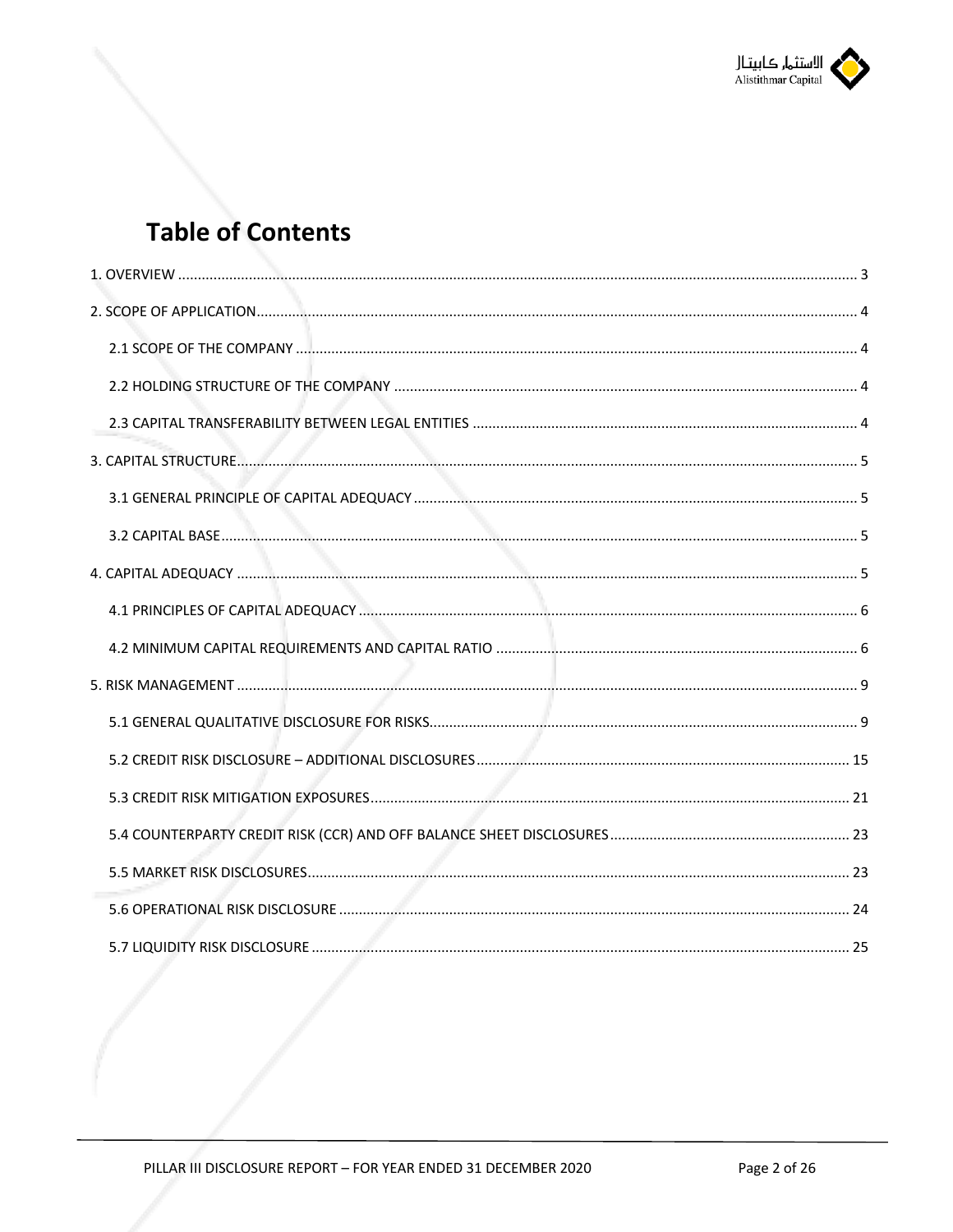# Table of Contents

1. OVERVIEW ..... 3
2. SCOPE OF APPLICATION ..... 4
   - 2.1 SCOPE OF THE COMPANY ..... 4
   - 2.2 HOLDING STRUCTURE OF THE COMPANY ..... 4
   - 2.3 CAPITAL TRANSFERABILITY BETWEEN LEGAL ENTITIES ..... 4
3. CAPITAL STRUCTURE ..... 5
   - 3.1 GENERAL PRINCIPLE OF CAPITAL ADEQUACY ..... 5
   - 3.2 CAPITAL BASE ..... 5
4. CAPITAL ADEQUACY ..... 5
   - 4.1 PRINCIPLES OF CAPITAL ADEQUACY ..... 6
   - 4.2 MINIMUM CAPITAL REQUIREMENTS AND CAPITAL RATIO ..... 6
5. RISK MANAGEMENT ..... 9
   - 5.1 GENERAL QUALITATIVE DISCLOSURE FOR RISKS ..... 9
   - 5.2 CREDIT RISK DISCLOSURE – ADDITIONAL DISCLOSURES ..... 15
   - 5.3 CREDIT RISK MITIGATION EXPOSURES ..... 21
   - 5.4 COUNTERPARTY CREDIT RISK (CCR) AND OFF BALANCE SHEET DISCLOSURES ..... 23
   - 5.5 MARKET RISK DISCLOSURES ..... 23
   - 5.6 OPERATIONAL RISK DISCLOSURE ..... 24
   - 5.7 LIQUIDITY RISK DISCLOSURE ..... 25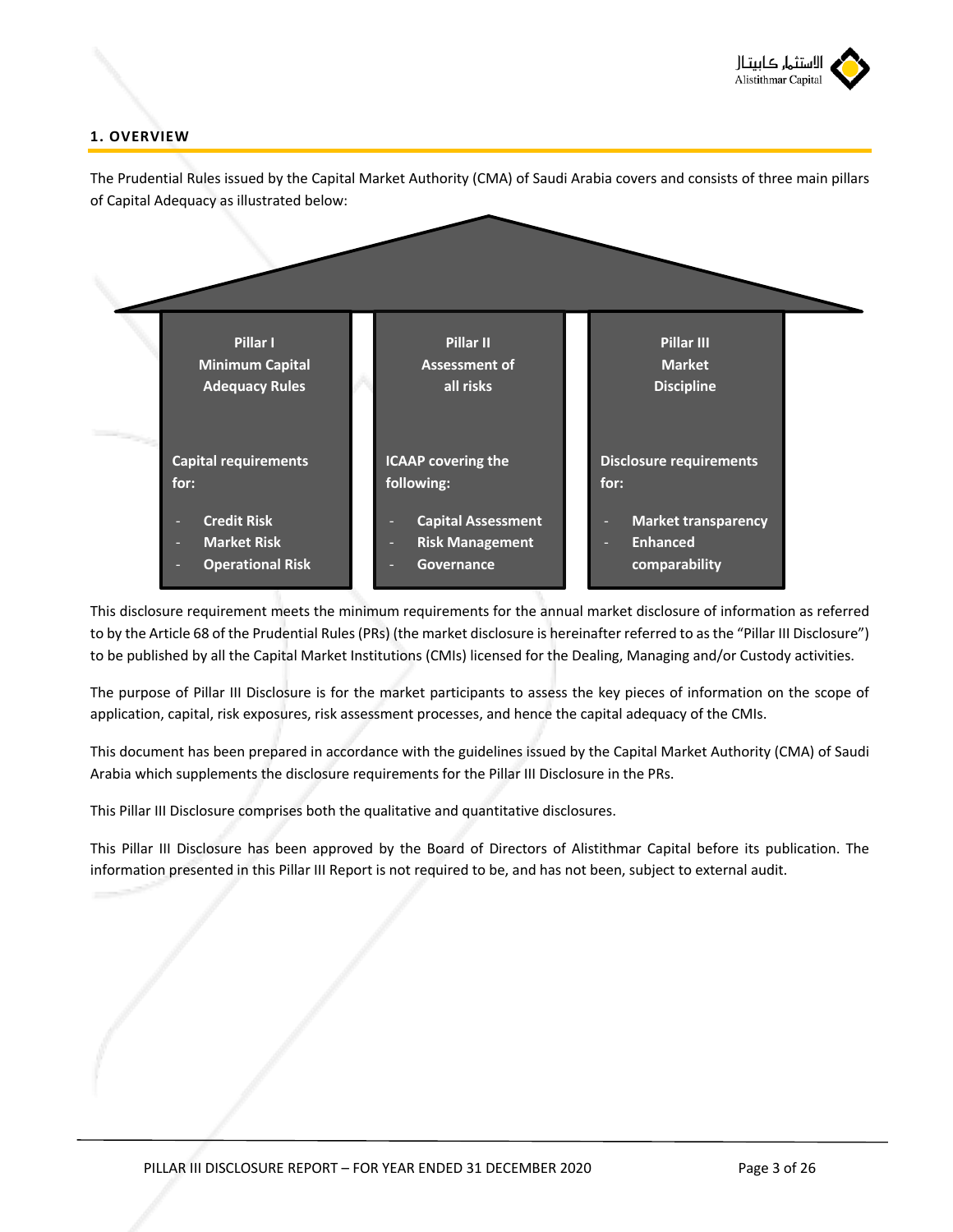## 1. OVERVIEW

The Prudential Rules issued by the Capital Market Authority (CMA) of Saudi Arabia covers and consists of three main pillars of Capital Adequacy as illustrated below:

| Pillar I<br>Minimum Capital Adequacy Rules | Pillar II<br>Assessment of all risks | Pillar III<br>Market Discipline |
|---|---|---|
| **Capital requirements for:**<br>- Credit Risk<br>- Market Risk<br>- Operational Risk | **ICAAP covering the following:**<br>- Capital Assessment<br>- Risk Management<br>- Governance | **Disclosure requirements for:**<br>- Market transparency<br>- Enhanced comparability |

This disclosure requirement meets the minimum requirements for the annual market disclosure of information as referred to by the Article 68 of the Prudential Rules (PRs) (the market disclosure is hereinafter referred to as the "Pillar III Disclosure") to be published by all the Capital Market Institutions (CMIs) licensed for the Dealing, Managing and/or Custody activities.

The purpose of Pillar III Disclosure is for the market participants to assess the key pieces of information on the scope of application, capital, risk exposures, risk assessment processes, and hence the capital adequacy of the CMIs.

This document has been prepared in accordance with the guidelines issued by the Capital Market Authority (CMA) of Saudi Arabia which supplements the disclosure requirements for the Pillar III Disclosure in the PRs.

This Pillar III Disclosure comprises both the qualitative and quantitative disclosures.

This Pillar III Disclosure has been approved by the Board of Directors of Alistithmar Capital before its publication. The information presented in this Pillar III Report is not required to be, and has not been, subject to external audit.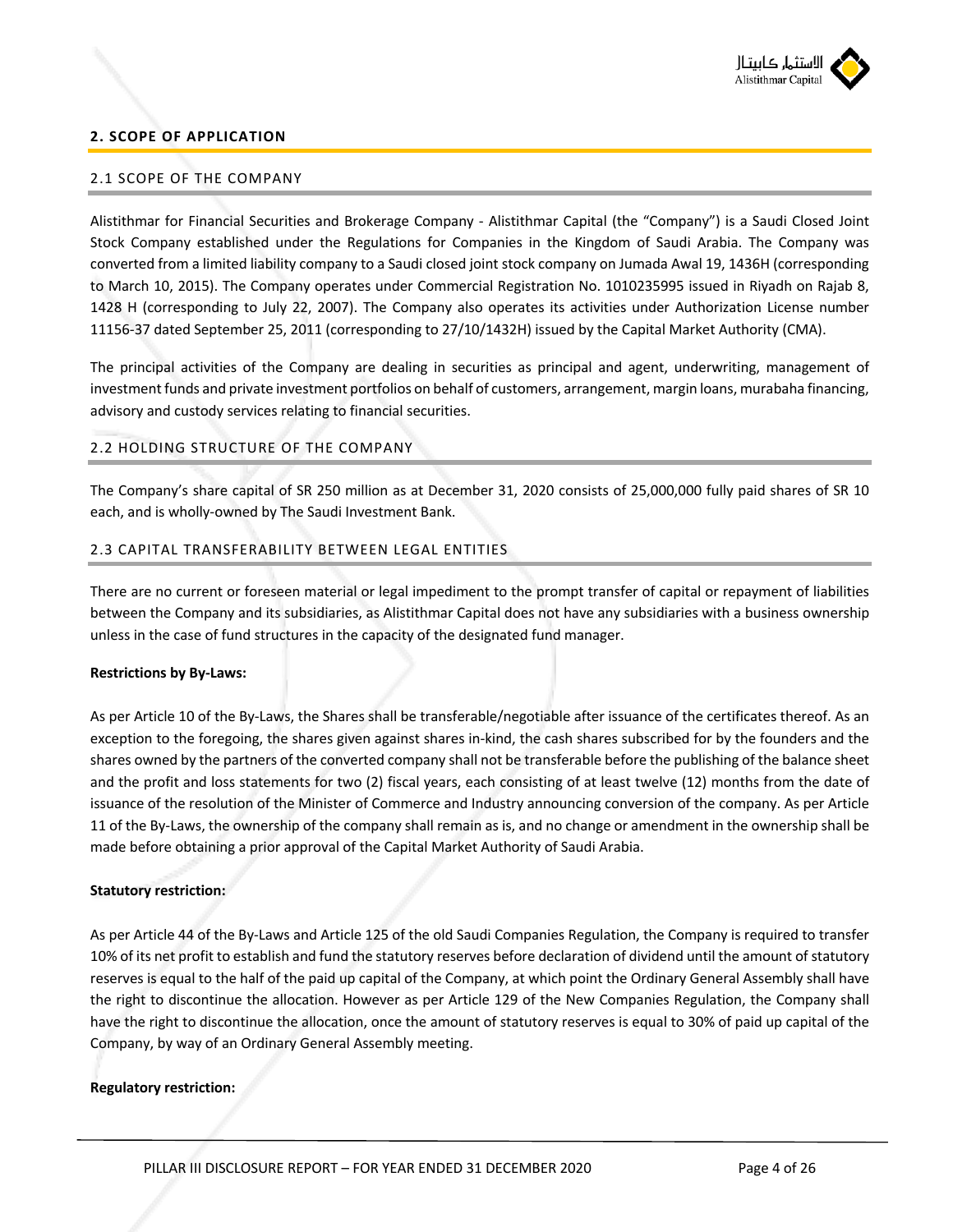## 2. SCOPE OF APPLICATION

### 2.1 SCOPE OF THE COMPANY

Alistithmar for Financial Securities and Brokerage Company - Alistithmar Capital (the "Company") is a Saudi Closed Joint Stock Company established under the Regulations for Companies in the Kingdom of Saudi Arabia. The Company was converted from a limited liability company to a Saudi closed joint stock company on Jumada Awal 19, 1436H (corresponding to March 10, 2015). The Company operates under Commercial Registration No. 1010235995 issued in Riyadh on Rajab 8, 1428 H (corresponding to July 22, 2007). The Company also operates its activities under Authorization License number 11156-37 dated September 25, 2011 (corresponding to 27/10/1432H) issued by the Capital Market Authority (CMA).

The principal activities of the Company are dealing in securities as principal and agent, underwriting, management of investment funds and private investment portfolios on behalf of customers, arrangement, margin loans, murabaha financing, advisory and custody services relating to financial securities.

### 2.2 HOLDING STRUCTURE OF THE COMPANY

The Company's share capital of SR 250 million as at December 31, 2020 consists of 25,000,000 fully paid shares of SR 10 each, and is wholly-owned by The Saudi Investment Bank.

### 2.3 CAPITAL TRANSFERABILITY BETWEEN LEGAL ENTITIES

There are no current or foreseen material or legal impediment to the prompt transfer of capital or repayment of liabilities between the Company and its subsidiaries, as Alistithmar Capital does not have any subsidiaries with a business ownership unless in the case of fund structures in the capacity of the designated fund manager.

**Restrictions by By-Laws:**

As per Article 10 of the By-Laws, the Shares shall be transferable/negotiable after issuance of the certificates thereof. As an exception to the foregoing, the shares given against shares in-kind, the cash shares subscribed for by the founders and the shares owned by the partners of the converted company shall not be transferable before the publishing of the balance sheet and the profit and loss statements for two (2) fiscal years, each consisting of at least twelve (12) months from the date of issuance of the resolution of the Minister of Commerce and Industry announcing conversion of the company. As per Article 11 of the By-Laws, the ownership of the company shall remain as is, and no change or amendment in the ownership shall be made before obtaining a prior approval of the Capital Market Authority of Saudi Arabia.

**Statutory restriction:**

As per Article 44 of the By-Laws and Article 125 of the old Saudi Companies Regulation, the Company is required to transfer 10% of its net profit to establish and fund the statutory reserves before declaration of dividend until the amount of statutory reserves is equal to the half of the paid up capital of the Company, at which point the Ordinary General Assembly shall have the right to discontinue the allocation. However as per Article 129 of the New Companies Regulation, the Company shall have the right to discontinue the allocation, once the amount of statutory reserves is equal to 30% of paid up capital of the Company, by way of an Ordinary General Assembly meeting.

**Regulatory restriction:**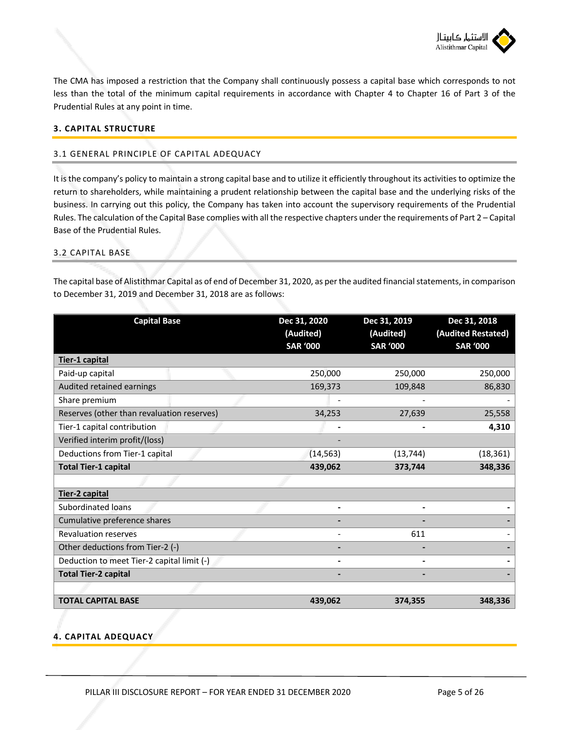The CMA has imposed a restriction that the Company shall continuously possess a capital base which corresponds to not less than the total of the minimum capital requirements in accordance with Chapter 4 to Chapter 16 of Part 3 of the Prudential Rules at any point in time.

## 3. CAPITAL STRUCTURE

### 3.1 GENERAL PRINCIPLE OF CAPITAL ADEQUACY

It is the company's policy to maintain a strong capital base and to utilize it efficiently throughout its activities to optimize the return to shareholders, while maintaining a prudent relationship between the capital base and the underlying risks of the business. In carrying out this policy, the Company has taken into account the supervisory requirements of the Prudential Rules. The calculation of the Capital Base complies with all the respective chapters under the requirements of Part 2 – Capital Base of the Prudential Rules.

### 3.2 CAPITAL BASE

The capital base of Alistithmar Capital as of end of December 31, 2020, as per the audited financial statements, in comparison to December 31, 2019 and December 31, 2018 are as follows:

| Capital Base | Dec 31, 2020 (Audited) SAR '000 | Dec 31, 2019 (Audited) SAR '000 | Dec 31, 2018 (Audited Restated) SAR '000 |
|---|---|---|---|
| **Tier-1 capital** | | | |
| Paid-up capital | 250,000 | 250,000 | 250,000 |
| Audited retained earnings | 169,373 | 109,848 | 86,830 |
| Share premium | - | - | - |
| Reserves (other than revaluation reserves) | 34,253 | 27,639 | 25,558 |
| Tier-1 capital contribution | **-** | **-** | **4,310** |
| Verified interim profit/(loss) | - | | |
| Deductions from Tier-1 capital | (14,563) | (13,744) | (18,361) |
| **Total Tier-1 capital** | **439,062** | **373,744** | **348,336** |
| | | | |
| **Tier-2 capital** | | | |
| Subordinated loans | **-** | **-** | **-** |
| Cumulative preference shares | **-** | **-** | **-** |
| Revaluation reserves | - | 611 | - |
| Other deductions from Tier-2 (-) | **-** | **-** | **-** |
| Deduction to meet Tier-2 capital limit (-) | **-** | **-** | **-** |
| **Total Tier-2 capital** | **-** | **-** | **-** |
| | | | |
| **TOTAL CAPITAL BASE** | **439,062** | **374,355** | **348,336** |

## 4. CAPITAL ADEQUACY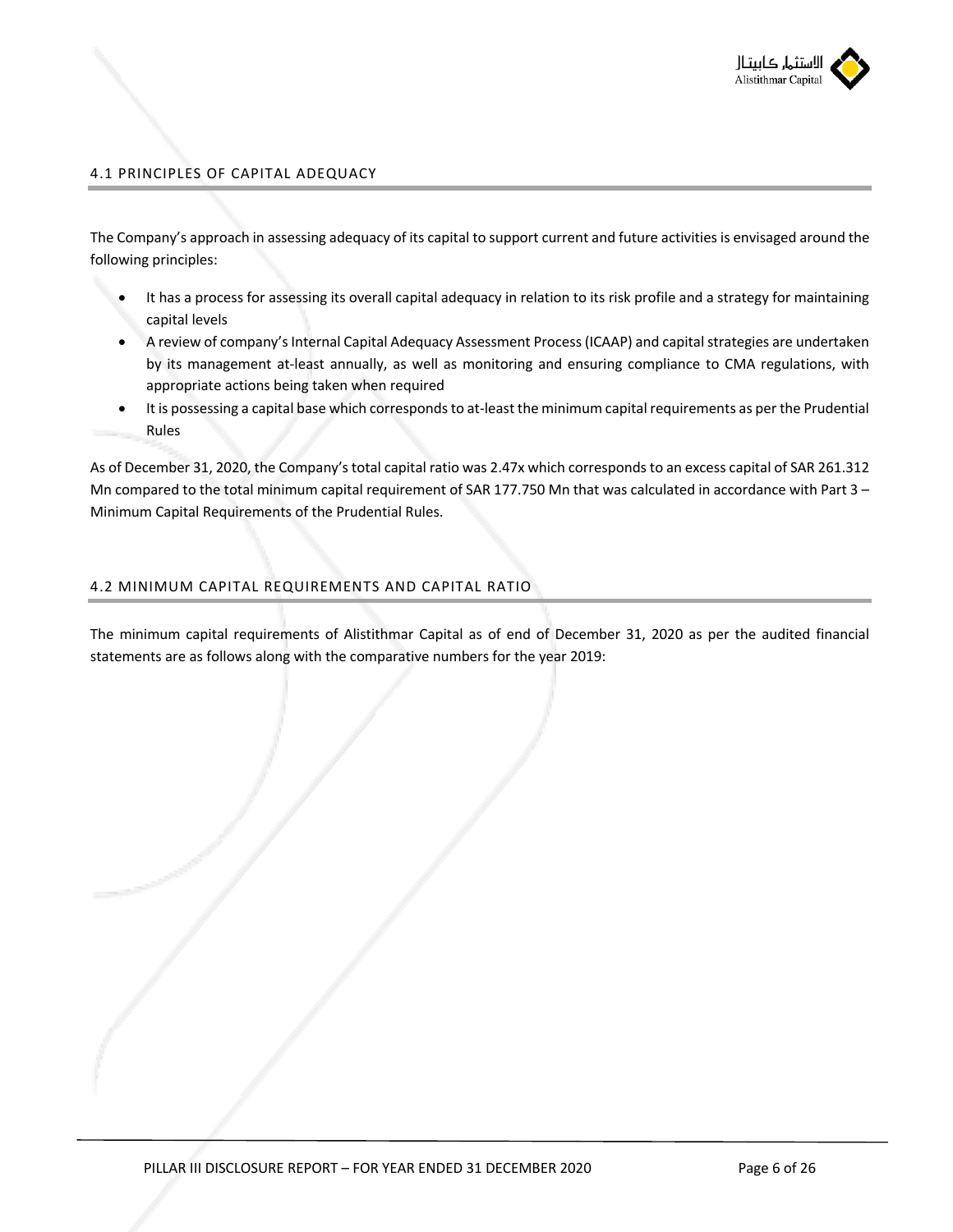## 4.1 PRINCIPLES OF CAPITAL ADEQUACY

The Company's approach in assessing adequacy of its capital to support current and future activities is envisaged around the following principles:

- It has a process for assessing its overall capital adequacy in relation to its risk profile and a strategy for maintaining capital levels
- A review of company's Internal Capital Adequacy Assessment Process (ICAAP) and capital strategies are undertaken by its management at-least annually, as well as monitoring and ensuring compliance to CMA regulations, with appropriate actions being taken when required
- It is possessing a capital base which corresponds to at-least the minimum capital requirements as per the Prudential Rules

As of December 31, 2020, the Company's total capital ratio was 2.47x which corresponds to an excess capital of SAR 261.312 Mn compared to the total minimum capital requirement of SAR 177.750 Mn that was calculated in accordance with Part 3 – Minimum Capital Requirements of the Prudential Rules.

## 4.2 MINIMUM CAPITAL REQUIREMENTS AND CAPITAL RATIO

The minimum capital requirements of Alistithmar Capital as of end of December 31, 2020 as per the audited financial statements are as follows along with the comparative numbers for the year 2019: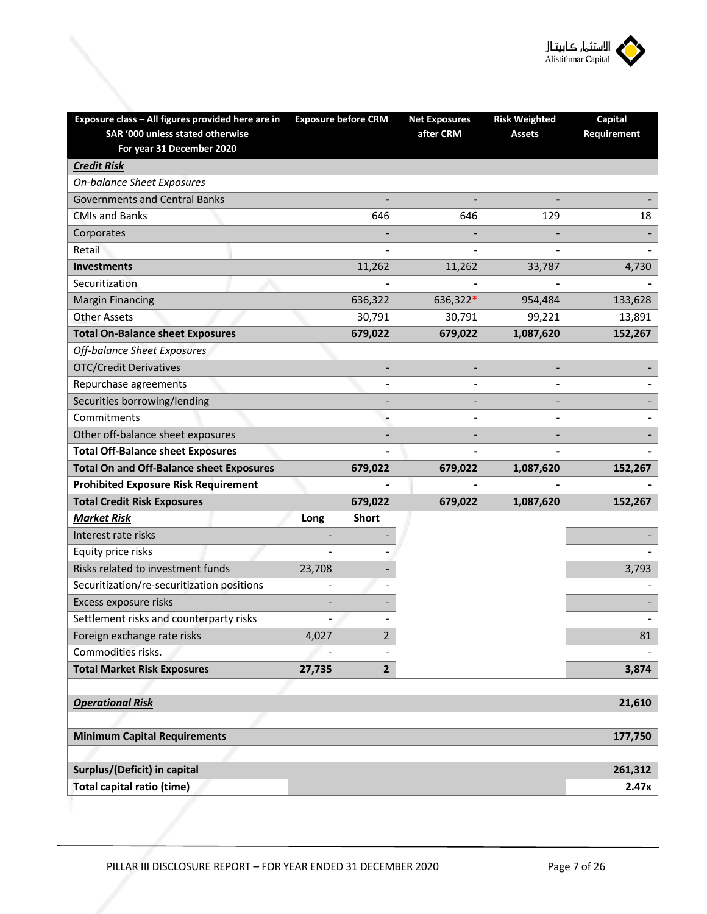| Exposure class – All figures provided here are in SAR '000 unless stated otherwise For year 31 December 2020 | Exposure before CRM | | Net Exposures after CRM | Risk Weighted Assets | Capital Requirement |
|---|---|---|---|---|---|
| ***Credit Risk*** | | | | | |
| *On-balance Sheet Exposures* | | | | | |
| Governments and Central Banks | | - | - | - | - |
| CMIs and Banks | | 646 | 646 | 129 | 18 |
| Corporates | | - | - | - | - |
| Retail | | - | - | - | - |
| **Investments** | | 11,262 | 11,262 | 33,787 | 4,730 |
| Securitization | | - | - | - | - |
| Margin Financing | | 636,322 | 636,322* | 954,484 | 133,628 |
| Other Assets | | 30,791 | 30,791 | 99,221 | 13,891 |
| **Total On-Balance sheet Exposures** | | **679,022** | **679,022** | **1,087,620** | **152,267** |
| *Off-balance Sheet Exposures* | | | | | |
| OTC/Credit Derivatives | | - | - | - | - |
| Repurchase agreements | | - | - | - | - |
| Securities borrowing/lending | | - | - | - | - |
| Commitments | | - | - | - | - |
| Other off-balance sheet exposures | | - | - | - | - |
| **Total Off-Balance sheet Exposures** | | - | - | - | - |
| **Total On and Off-Balance sheet Exposures** | | **679,022** | **679,022** | **1,087,620** | **152,267** |
| **Prohibited Exposure Risk Requirement** | | - | - | - | - |
| **Total Credit Risk Exposures** | | **679,022** | **679,022** | **1,087,620** | **152,267** |
| ***Market Risk*** | **Long** | **Short** | | | |
| Interest rate risks | - | - | | | - |
| Equity price risks | - | - | | | - |
| Risks related to investment funds | 23,708 | - | | | 3,793 |
| Securitization/re-securitization positions | - | - | | | - |
| Excess exposure risks | - | - | | | - |
| Settlement risks and counterparty risks | - | - | | | - |
| Foreign exchange rate risks | 4,027 | 2 | | | 81 |
| Commodities risks. | - | - | | | - |
| **Total Market Risk Exposures** | **27,735** | **2** | | | **3,874** |
| | | | | | |
| ***Operational Risk*** | | | | | **21,610** |
| | | | | | |
| **Minimum Capital Requirements** | | | | | **177,750** |
| | | | | | |
| **Surplus/(Deficit) in capital** | | | | | **261,312** |
| **Total capital ratio (time)** | | | | | **2.47x** |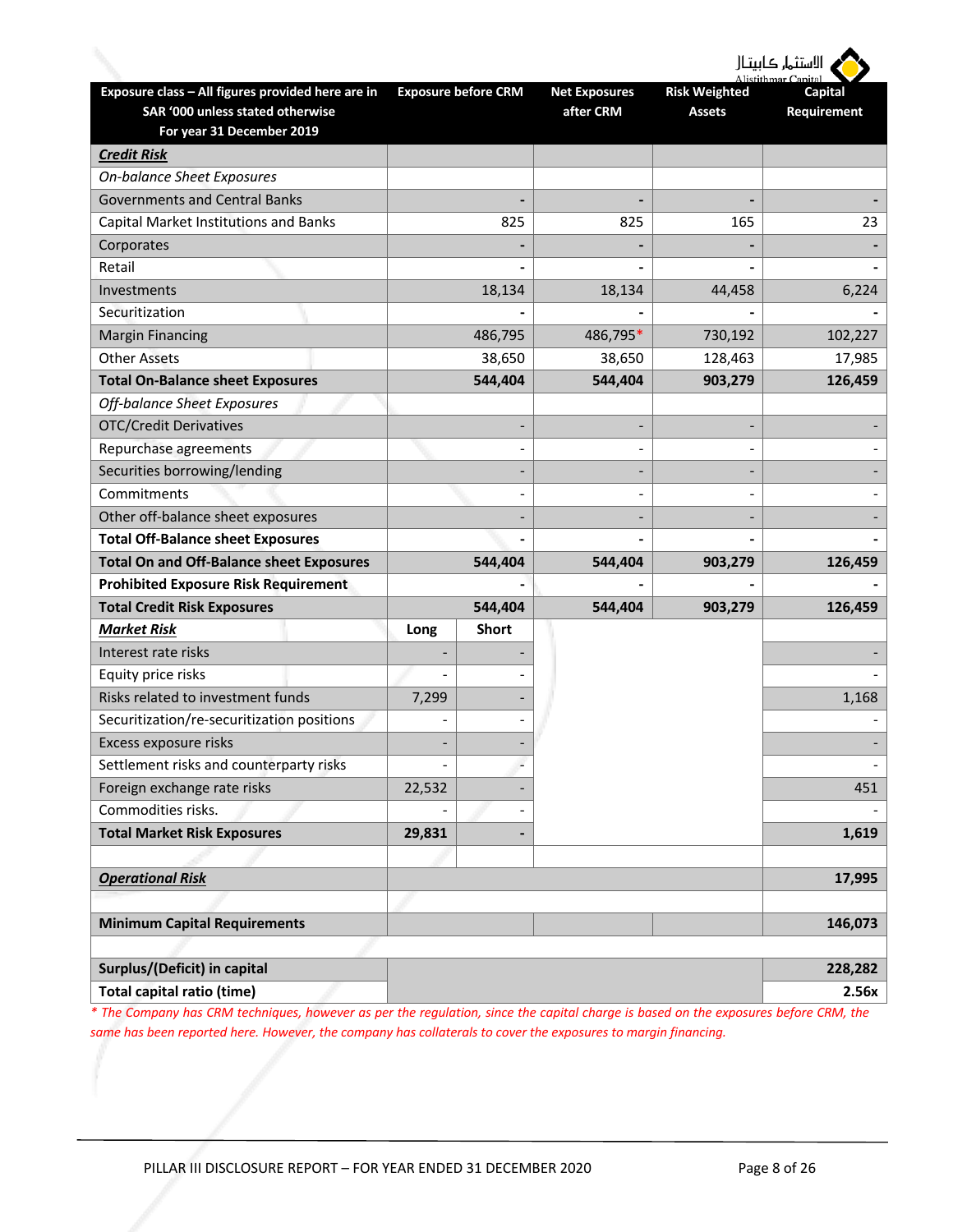| Exposure class – All figures provided here are in SAR '000 unless stated otherwise For year 31 December 2019 | Exposure before CRM | | Net Exposures after CRM | Risk Weighted Assets | Capital Requirement |
|---|---|---|---|---|---|
| ***Credit Risk*** | | | | | |
| *On-balance Sheet Exposures* | | | | | |
| Governments and Central Banks | - | | - | - | - |
| Capital Market Institutions and Banks | 825 | | 825 | 165 | 23 |
| Corporates | - | | - | - | - |
| Retail | - | | - | - | - |
| Investments | 18,134 | | 18,134 | 44,458 | 6,224 |
| Securitization | - | | - | - | - |
| Margin Financing | 486,795 | | 486,795* | 730,192 | 102,227 |
| Other Assets | 38,650 | | 38,650 | 128,463 | 17,985 |
| **Total On-Balance sheet Exposures** | **544,404** | | **544,404** | **903,279** | **126,459** |
| *Off-balance Sheet Exposures* | | | | | |
| OTC/Credit Derivatives | - | | - | - | - |
| Repurchase agreements | - | | - | - | - |
| Securities borrowing/lending | - | | - | - | - |
| Commitments | - | | - | - | - |
| Other off-balance sheet exposures | - | | - | - | - |
| **Total Off-Balance sheet Exposures** | **-** | | **-** | **-** | **-** |
| **Total On and Off-Balance sheet Exposures** | **544,404** | | **544,404** | **903,279** | **126,459** |
| **Prohibited Exposure Risk Requirement** | **-** | | **-** | **-** | **-** |
| **Total Credit Risk Exposures** | **544,404** | | **544,404** | **903,279** | **126,459** |
| ***Market Risk*** | **Long** | **Short** | | | |
| Interest rate risks | - | - | | | - |
| Equity price risks | - | - | | | - |
| Risks related to investment funds | 7,299 | - | | | 1,168 |
| Securitization/re-securitization positions | - | - | | | - |
| Excess exposure risks | - | - | | | - |
| Settlement risks and counterparty risks | - | - | | | - |
| Foreign exchange rate risks | 22,532 | - | | | 451 |
| Commodities risks. | - | - | | | - |
| **Total Market Risk Exposures** | **29,831** | **-** | | | **1,619** |
| | | | | | |
| ***Operational Risk*** | | | | | **17,995** |
| | | | | | |
| **Minimum Capital Requirements** | | | | | **146,073** |
| | | | | | |
| **Surplus/(Deficit) in capital** | | | | | **228,282** |
| **Total capital ratio (time)** | | | | | **2.56x** |

*\* The Company has CRM techniques, however as per the regulation, since the capital charge is based on the exposures before CRM, the same has been reported here. However, the company has collaterals to cover the exposures to margin financing.*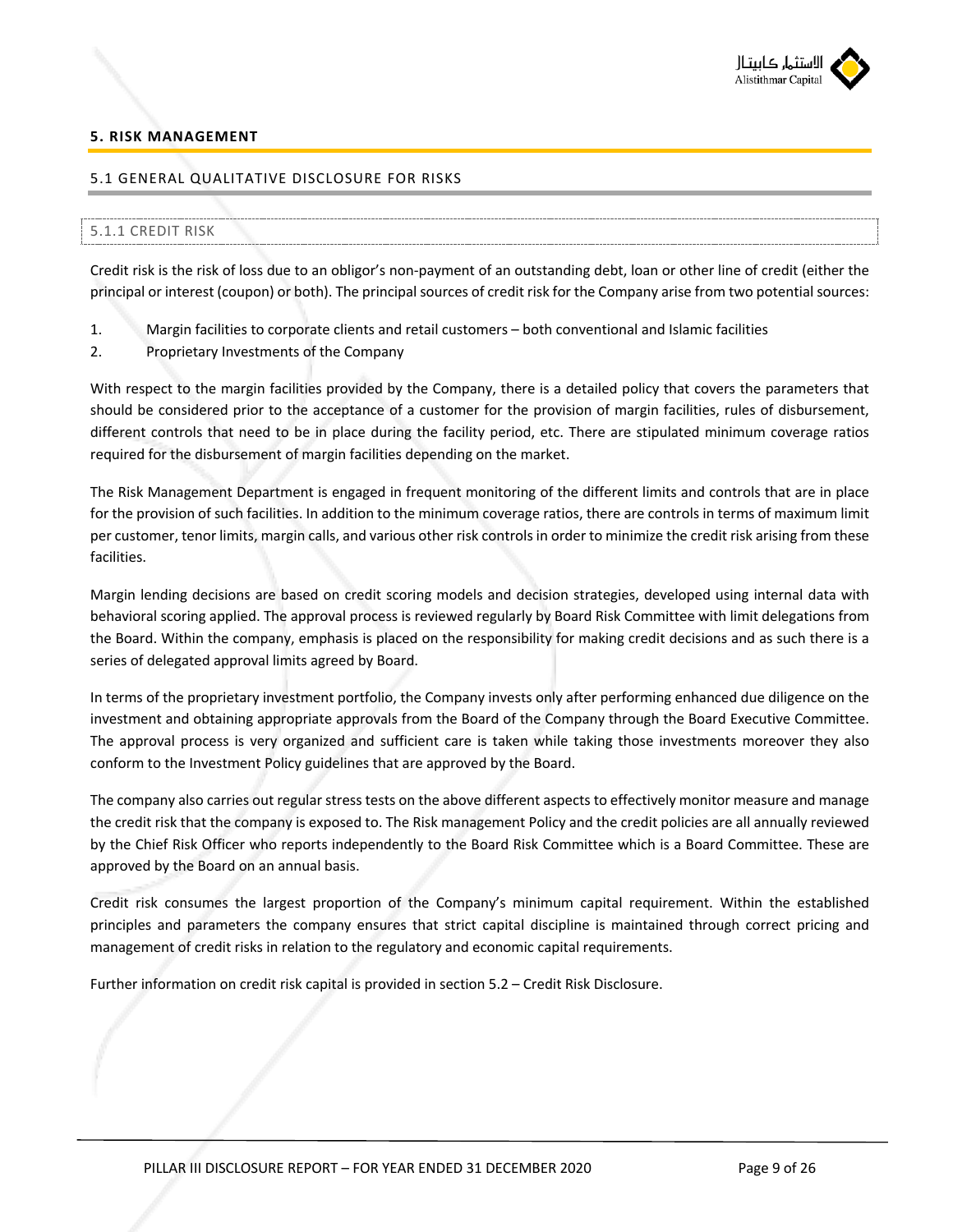## 5. RISK MANAGEMENT

### 5.1 GENERAL QUALITATIVE DISCLOSURE FOR RISKS

#### 5.1.1 CREDIT RISK

Credit risk is the risk of loss due to an obligor's non-payment of an outstanding debt, loan or other line of credit (either the principal or interest (coupon) or both). The principal sources of credit risk for the Company arise from two potential sources:

1. Margin facilities to corporate clients and retail customers – both conventional and Islamic facilities
2. Proprietary Investments of the Company

With respect to the margin facilities provided by the Company, there is a detailed policy that covers the parameters that should be considered prior to the acceptance of a customer for the provision of margin facilities, rules of disbursement, different controls that need to be in place during the facility period, etc. There are stipulated minimum coverage ratios required for the disbursement of margin facilities depending on the market.

The Risk Management Department is engaged in frequent monitoring of the different limits and controls that are in place for the provision of such facilities. In addition to the minimum coverage ratios, there are controls in terms of maximum limit per customer, tenor limits, margin calls, and various other risk controls in order to minimize the credit risk arising from these facilities.

Margin lending decisions are based on credit scoring models and decision strategies, developed using internal data with behavioral scoring applied. The approval process is reviewed regularly by Board Risk Committee with limit delegations from the Board. Within the company, emphasis is placed on the responsibility for making credit decisions and as such there is a series of delegated approval limits agreed by Board.

In terms of the proprietary investment portfolio, the Company invests only after performing enhanced due diligence on the investment and obtaining appropriate approvals from the Board of the Company through the Board Executive Committee. The approval process is very organized and sufficient care is taken while taking those investments moreover they also conform to the Investment Policy guidelines that are approved by the Board.

The company also carries out regular stress tests on the above different aspects to effectively monitor measure and manage the credit risk that the company is exposed to. The Risk management Policy and the credit policies are all annually reviewed by the Chief Risk Officer who reports independently to the Board Risk Committee which is a Board Committee. These are approved by the Board on an annual basis.

Credit risk consumes the largest proportion of the Company's minimum capital requirement. Within the established principles and parameters the company ensures that strict capital discipline is maintained through correct pricing and management of credit risks in relation to the regulatory and economic capital requirements.

Further information on credit risk capital is provided in section 5.2 – Credit Risk Disclosure.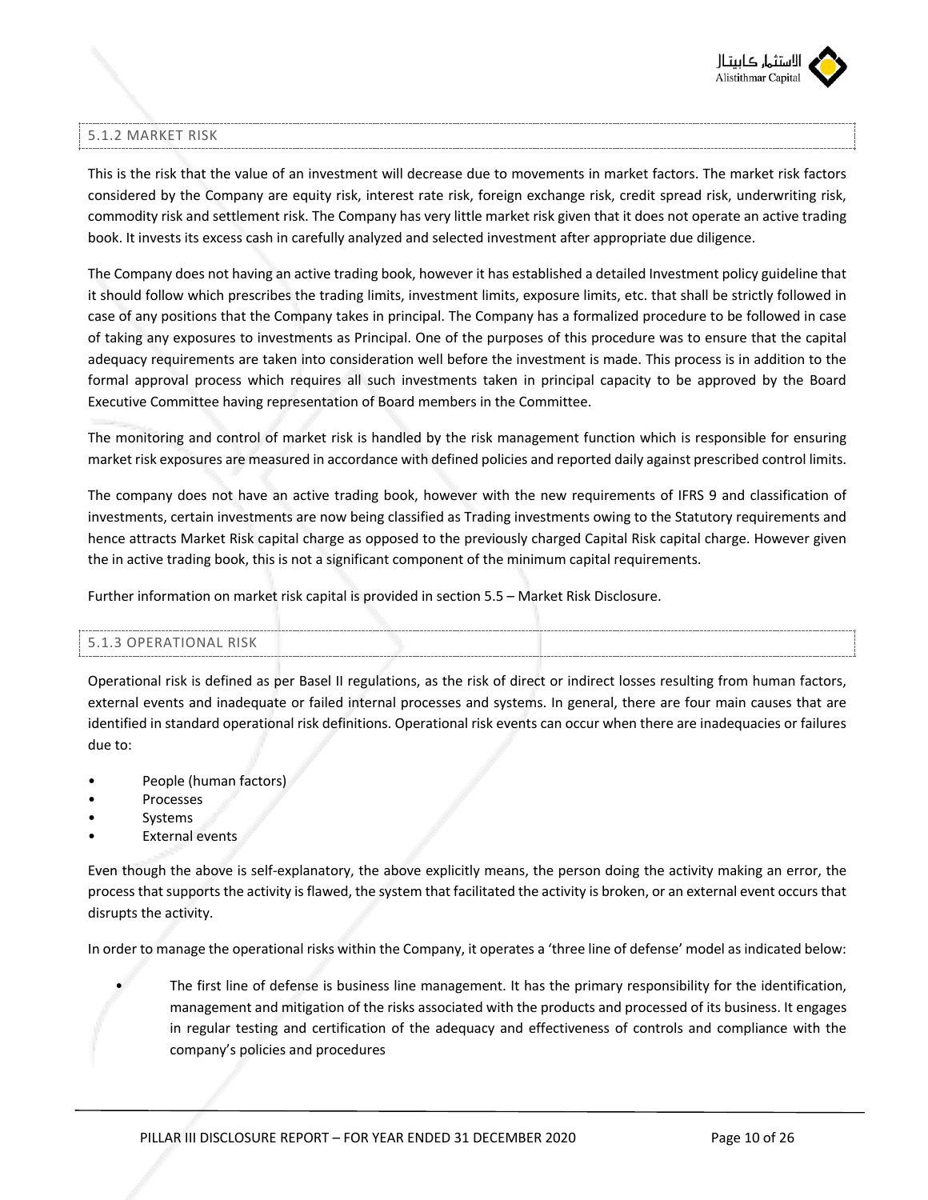### 5.1.2 MARKET RISK

This is the risk that the value of an investment will decrease due to movements in market factors. The market risk factors considered by the Company are equity risk, interest rate risk, foreign exchange risk, credit spread risk, underwriting risk, commodity risk and settlement risk. The Company has very little market risk given that it does not operate an active trading book. It invests its excess cash in carefully analyzed and selected investment after appropriate due diligence.

The Company does not having an active trading book, however it has established a detailed Investment policy guideline that it should follow which prescribes the trading limits, investment limits, exposure limits, etc. that shall be strictly followed in case of any positions that the Company takes in principal. The Company has a formalized procedure to be followed in case of taking any exposures to investments as Principal. One of the purposes of this procedure was to ensure that the capital adequacy requirements are taken into consideration well before the investment is made. This process is in addition to the formal approval process which requires all such investments taken in principal capacity to be approved by the Board Executive Committee having representation of Board members in the Committee.

The monitoring and control of market risk is handled by the risk management function which is responsible for ensuring market risk exposures are measured in accordance with defined policies and reported daily against prescribed control limits.

The company does not have an active trading book, however with the new requirements of IFRS 9 and classification of investments, certain investments are now being classified as Trading investments owing to the Statutory requirements and hence attracts Market Risk capital charge as opposed to the previously charged Capital Risk capital charge. However given the in active trading book, this is not a significant component of the minimum capital requirements.

Further information on market risk capital is provided in section 5.5 – Market Risk Disclosure.

### 5.1.3 OPERATIONAL RISK

Operational risk is defined as per Basel II regulations, as the risk of direct or indirect losses resulting from human factors, external events and inadequate or failed internal processes and systems. In general, there are four main causes that are identified in standard operational risk definitions. Operational risk events can occur when there are inadequacies or failures due to:

- People (human factors)
- Processes
- Systems
- External events

Even though the above is self-explanatory, the above explicitly means, the person doing the activity making an error, the process that supports the activity is flawed, the system that facilitated the activity is broken, or an external event occurs that disrupts the activity.

In order to manage the operational risks within the Company, it operates a 'three line of defense' model as indicated below:

- The first line of defense is business line management. It has the primary responsibility for the identification, management and mitigation of the risks associated with the products and processed of its business. It engages in regular testing and certification of the adequacy and effectiveness of controls and compliance with the company's policies and procedures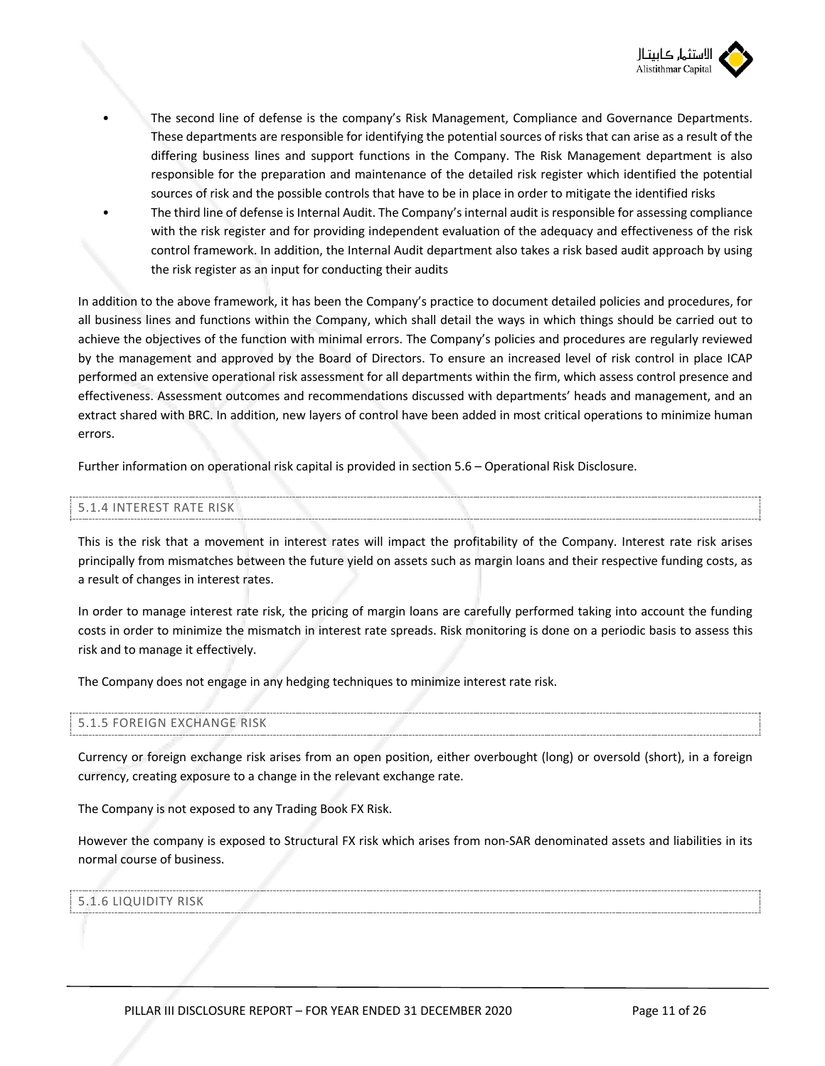- The second line of defense is the company's Risk Management, Compliance and Governance Departments. These departments are responsible for identifying the potential sources of risks that can arise as a result of the differing business lines and support functions in the Company. The Risk Management department is also responsible for the preparation and maintenance of the detailed risk register which identified the potential sources of risk and the possible controls that have to be in place in order to mitigate the identified risks
- The third line of defense is Internal Audit. The Company's internal audit is responsible for assessing compliance with the risk register and for providing independent evaluation of the adequacy and effectiveness of the risk control framework. In addition, the Internal Audit department also takes a risk based audit approach by using the risk register as an input for conducting their audits

In addition to the above framework, it has been the Company's practice to document detailed policies and procedures, for all business lines and functions within the Company, which shall detail the ways in which things should be carried out to achieve the objectives of the function with minimal errors. The Company's policies and procedures are regularly reviewed by the management and approved by the Board of Directors. To ensure an increased level of risk control in place ICAP performed an extensive operational risk assessment for all departments within the firm, which assess control presence and effectiveness. Assessment outcomes and recommendations discussed with departments' heads and management, and an extract shared with BRC. In addition, new layers of control have been added in most critical operations to minimize human errors.

Further information on operational risk capital is provided in section 5.6 – Operational Risk Disclosure.

### 5.1.4 INTEREST RATE RISK

This is the risk that a movement in interest rates will impact the profitability of the Company. Interest rate risk arises principally from mismatches between the future yield on assets such as margin loans and their respective funding costs, as a result of changes in interest rates.

In order to manage interest rate risk, the pricing of margin loans are carefully performed taking into account the funding costs in order to minimize the mismatch in interest rate spreads. Risk monitoring is done on a periodic basis to assess this risk and to manage it effectively.

The Company does not engage in any hedging techniques to minimize interest rate risk.

### 5.1.5 FOREIGN EXCHANGE RISK

Currency or foreign exchange risk arises from an open position, either overbought (long) or oversold (short), in a foreign currency, creating exposure to a change in the relevant exchange rate.

The Company is not exposed to any Trading Book FX Risk.

However the company is exposed to Structural FX risk which arises from non-SAR denominated assets and liabilities in its normal course of business.

### 5.1.6 LIQUIDITY RISK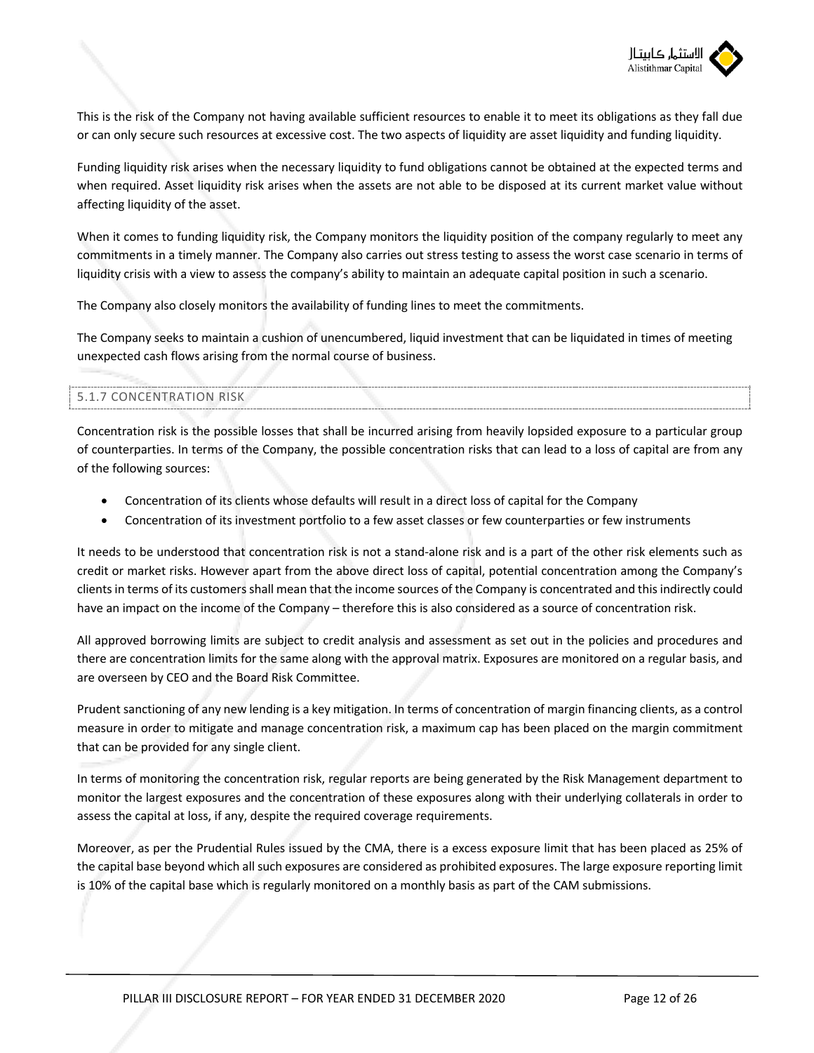This is the risk of the Company not having available sufficient resources to enable it to meet its obligations as they fall due or can only secure such resources at excessive cost. The two aspects of liquidity are asset liquidity and funding liquidity.

Funding liquidity risk arises when the necessary liquidity to fund obligations cannot be obtained at the expected terms and when required. Asset liquidity risk arises when the assets are not able to be disposed at its current market value without affecting liquidity of the asset.

When it comes to funding liquidity risk, the Company monitors the liquidity position of the company regularly to meet any commitments in a timely manner. The Company also carries out stress testing to assess the worst case scenario in terms of liquidity crisis with a view to assess the company's ability to maintain an adequate capital position in such a scenario.

The Company also closely monitors the availability of funding lines to meet the commitments.

The Company seeks to maintain a cushion of unencumbered, liquid investment that can be liquidated in times of meeting unexpected cash flows arising from the normal course of business.

### 5.1.7 CONCENTRATION RISK

Concentration risk is the possible losses that shall be incurred arising from heavily lopsided exposure to a particular group of counterparties. In terms of the Company, the possible concentration risks that can lead to a loss of capital are from any of the following sources:

- Concentration of its clients whose defaults will result in a direct loss of capital for the Company
- Concentration of its investment portfolio to a few asset classes or few counterparties or few instruments

It needs to be understood that concentration risk is not a stand-alone risk and is a part of the other risk elements such as credit or market risks. However apart from the above direct loss of capital, potential concentration among the Company's clients in terms of its customers shall mean that the income sources of the Company is concentrated and this indirectly could have an impact on the income of the Company – therefore this is also considered as a source of concentration risk.

All approved borrowing limits are subject to credit analysis and assessment as set out in the policies and procedures and there are concentration limits for the same along with the approval matrix. Exposures are monitored on a regular basis, and are overseen by CEO and the Board Risk Committee.

Prudent sanctioning of any new lending is a key mitigation. In terms of concentration of margin financing clients, as a control measure in order to mitigate and manage concentration risk, a maximum cap has been placed on the margin commitment that can be provided for any single client.

In terms of monitoring the concentration risk, regular reports are being generated by the Risk Management department to monitor the largest exposures and the concentration of these exposures along with their underlying collaterals in order to assess the capital at loss, if any, despite the required coverage requirements.

Moreover, as per the Prudential Rules issued by the CMA, there is a excess exposure limit that has been placed as 25% of the capital base beyond which all such exposures are considered as prohibited exposures. The large exposure reporting limit is 10% of the capital base which is regularly monitored on a monthly basis as part of the CAM submissions.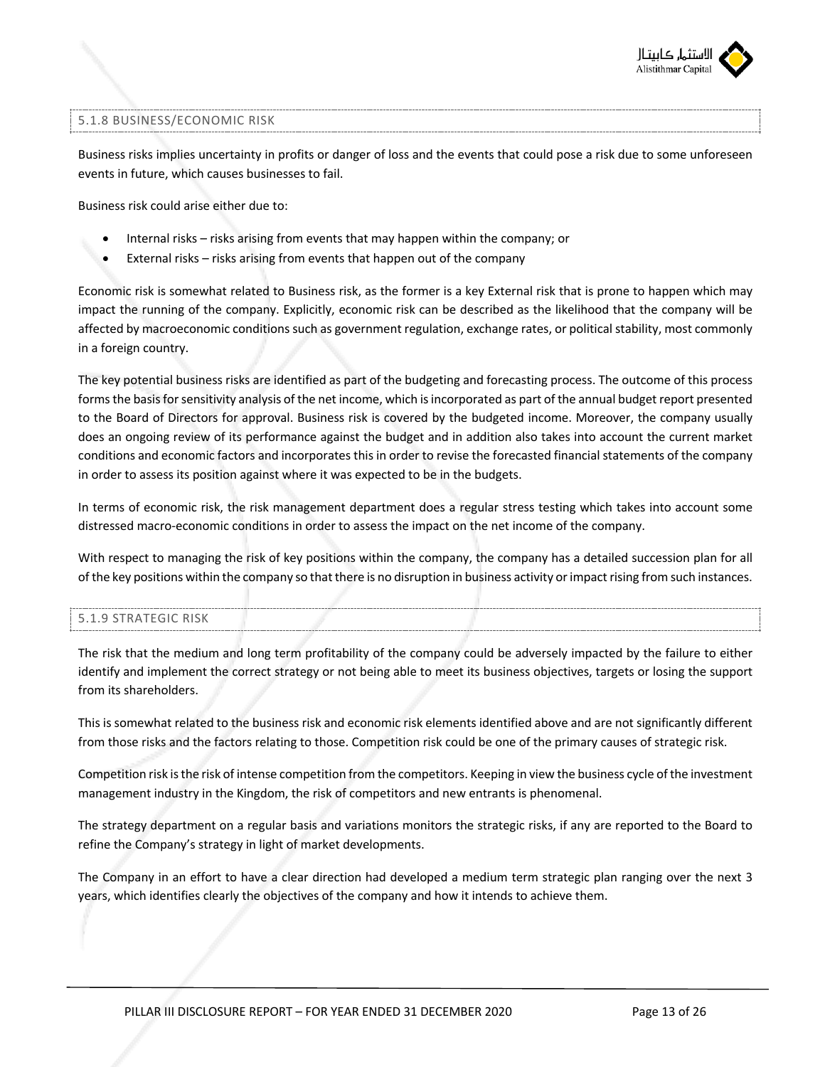### 5.1.8 BUSINESS/ECONOMIC RISK

Business risks implies uncertainty in profits or danger of loss and the events that could pose a risk due to some unforeseen events in future, which causes businesses to fail.

Business risk could arise either due to:

- Internal risks – risks arising from events that may happen within the company; or
- External risks – risks arising from events that happen out of the company

Economic risk is somewhat related to Business risk, as the former is a key External risk that is prone to happen which may impact the running of the company. Explicitly, economic risk can be described as the likelihood that the company will be affected by macroeconomic conditions such as government regulation, exchange rates, or political stability, most commonly in a foreign country.

The key potential business risks are identified as part of the budgeting and forecasting process. The outcome of this process forms the basis for sensitivity analysis of the net income, which is incorporated as part of the annual budget report presented to the Board of Directors for approval. Business risk is covered by the budgeted income. Moreover, the company usually does an ongoing review of its performance against the budget and in addition also takes into account the current market conditions and economic factors and incorporates this in order to revise the forecasted financial statements of the company in order to assess its position against where it was expected to be in the budgets.

In terms of economic risk, the risk management department does a regular stress testing which takes into account some distressed macro-economic conditions in order to assess the impact on the net income of the company.

With respect to managing the risk of key positions within the company, the company has a detailed succession plan for all of the key positions within the company so that there is no disruption in business activity or impact rising from such instances.

### 5.1.9 STRATEGIC RISK

The risk that the medium and long term profitability of the company could be adversely impacted by the failure to either identify and implement the correct strategy or not being able to meet its business objectives, targets or losing the support from its shareholders.

This is somewhat related to the business risk and economic risk elements identified above and are not significantly different from those risks and the factors relating to those. Competition risk could be one of the primary causes of strategic risk.

Competition risk is the risk of intense competition from the competitors. Keeping in view the business cycle of the investment management industry in the Kingdom, the risk of competitors and new entrants is phenomenal.

The strategy department on a regular basis and variations monitors the strategic risks, if any are reported to the Board to refine the Company's strategy in light of market developments.

The Company in an effort to have a clear direction had developed a medium term strategic plan ranging over the next 3 years, which identifies clearly the objectives of the company and how it intends to achieve them.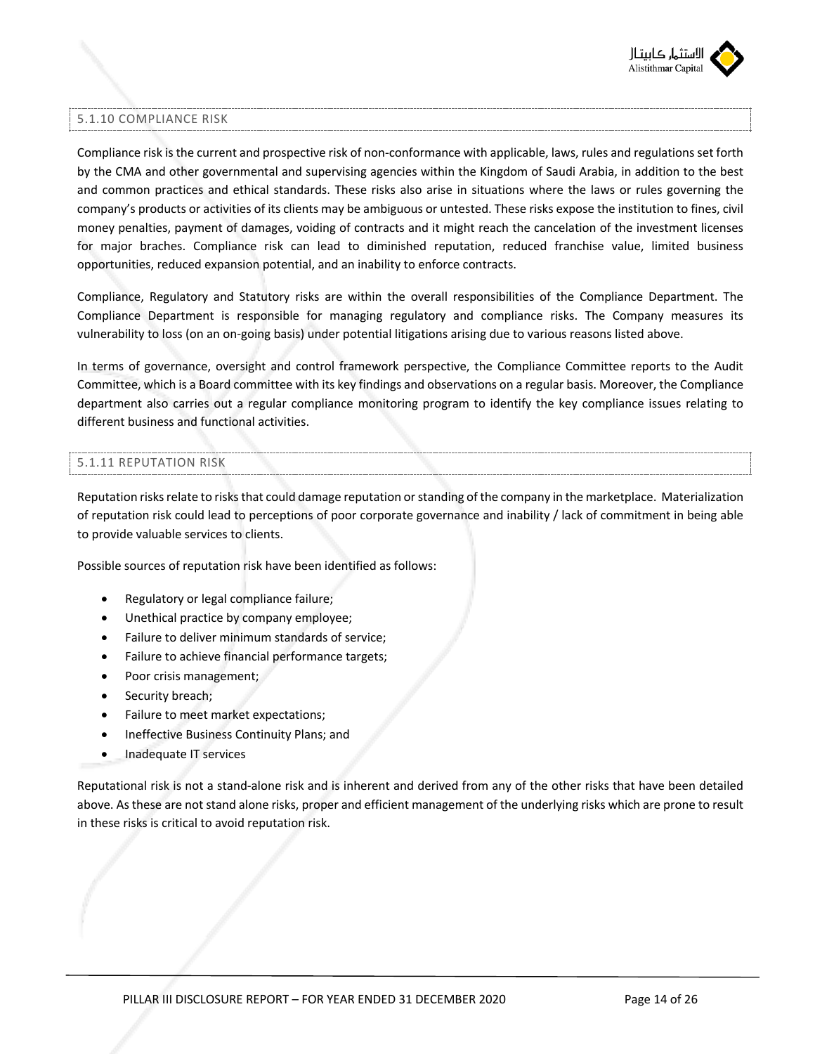### 5.1.10 COMPLIANCE RISK

Compliance risk is the current and prospective risk of non-conformance with applicable, laws, rules and regulations set forth by the CMA and other governmental and supervising agencies within the Kingdom of Saudi Arabia, in addition to the best and common practices and ethical standards. These risks also arise in situations where the laws or rules governing the company's products or activities of its clients may be ambiguous or untested. These risks expose the institution to fines, civil money penalties, payment of damages, voiding of contracts and it might reach the cancelation of the investment licenses for major braches. Compliance risk can lead to diminished reputation, reduced franchise value, limited business opportunities, reduced expansion potential, and an inability to enforce contracts.

Compliance, Regulatory and Statutory risks are within the overall responsibilities of the Compliance Department. The Compliance Department is responsible for managing regulatory and compliance risks. The Company measures its vulnerability to loss (on an on-going basis) under potential litigations arising due to various reasons listed above.

In terms of governance, oversight and control framework perspective, the Compliance Committee reports to the Audit Committee, which is a Board committee with its key findings and observations on a regular basis. Moreover, the Compliance department also carries out a regular compliance monitoring program to identify the key compliance issues relating to different business and functional activities.

### 5.1.11 REPUTATION RISK

Reputation risks relate to risks that could damage reputation or standing of the company in the marketplace. Materialization of reputation risk could lead to perceptions of poor corporate governance and inability / lack of commitment in being able to provide valuable services to clients.

Possible sources of reputation risk have been identified as follows:

- Regulatory or legal compliance failure;
- Unethical practice by company employee;
- Failure to deliver minimum standards of service;
- Failure to achieve financial performance targets;
- Poor crisis management;
- Security breach;
- Failure to meet market expectations;
- Ineffective Business Continuity Plans; and
- Inadequate IT services

Reputational risk is not a stand-alone risk and is inherent and derived from any of the other risks that have been detailed above. As these are not stand alone risks, proper and efficient management of the underlying risks which are prone to result in these risks is critical to avoid reputation risk.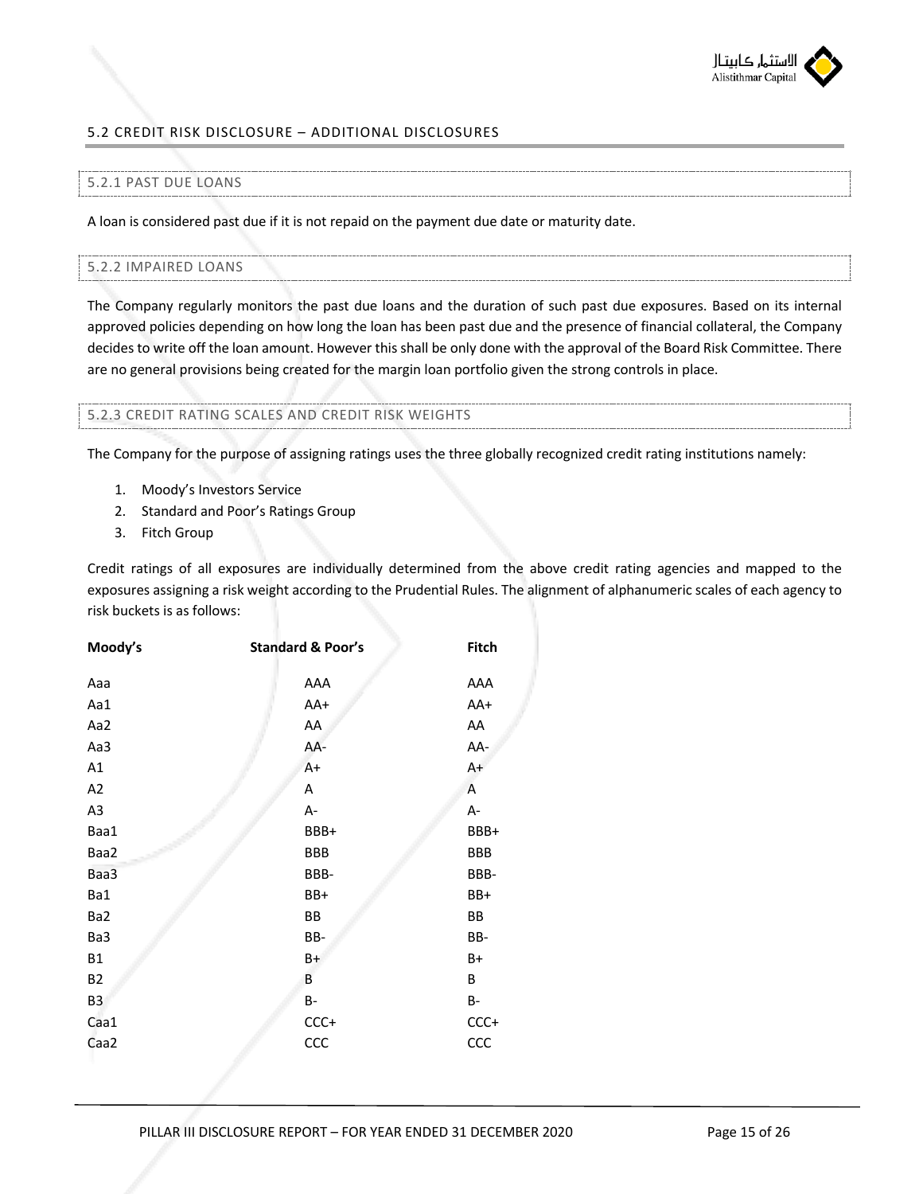## 5.2 CREDIT RISK DISCLOSURE – ADDITIONAL DISCLOSURES

### 5.2.1 PAST DUE LOANS

A loan is considered past due if it is not repaid on the payment due date or maturity date.

### 5.2.2 IMPAIRED LOANS

The Company regularly monitors the past due loans and the duration of such past due exposures. Based on its internal approved policies depending on how long the loan has been past due and the presence of financial collateral, the Company decides to write off the loan amount. However this shall be only done with the approval of the Board Risk Committee. There are no general provisions being created for the margin loan portfolio given the strong controls in place.

### 5.2.3 CREDIT RATING SCALES AND CREDIT RISK WEIGHTS

The Company for the purpose of assigning ratings uses the three globally recognized credit rating institutions namely:

1. Moody's Investors Service
2. Standard and Poor's Ratings Group
3. Fitch Group

Credit ratings of all exposures are individually determined from the above credit rating agencies and mapped to the exposures assigning a risk weight according to the Prudential Rules. The alignment of alphanumeric scales of each agency to risk buckets is as follows:

| Moody's | Standard & Poor's | Fitch |
|---|---|---|
| Aaa | AAA | AAA |
| Aa1 | AA+ | AA+ |
| Aa2 | AA | AA |
| Aa3 | AA- | AA- |
| A1 | A+ | A+ |
| A2 | A | A |
| A3 | A- | A- |
| Baa1 | BBB+ | BBB+ |
| Baa2 | BBB | BBB |
| Baa3 | BBB- | BBB- |
| Ba1 | BB+ | BB+ |
| Ba2 | BB | BB |
| Ba3 | BB- | BB- |
| B1 | B+ | B+ |
| B2 | B | B |
| B3 | B- | B- |
| Caa1 | CCC+ | CCC+ |
| Caa2 | CCC | CCC |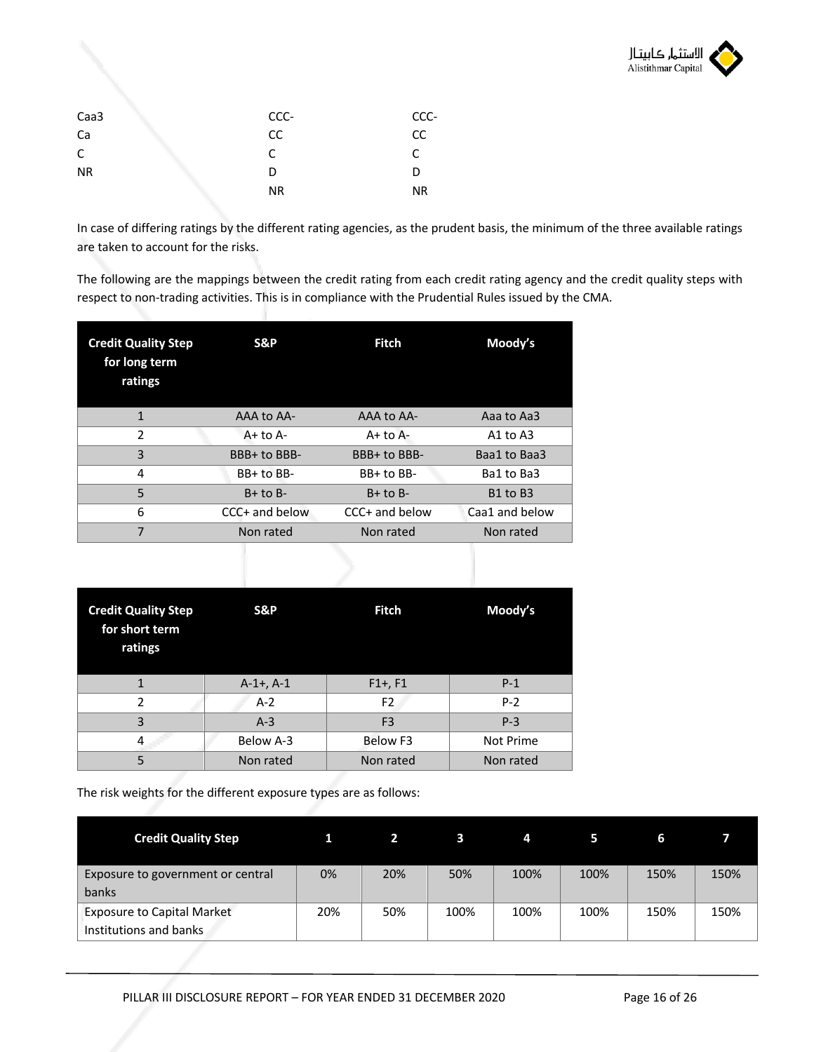| | | |
|---|---|---|
| Caa3 | CCC- | CCC- |
| Ca | CC | CC |
| C | C | C |
| NR | D | D |
| | NR | NR |

In case of differing ratings by the different rating agencies, as the prudent basis, the minimum of the three available ratings are taken to account for the risks.

The following are the mappings between the credit rating from each credit rating agency and the credit quality steps with respect to non-trading activities. This is in compliance with the Prudential Rules issued by the CMA.

| Credit Quality Step for long term ratings | S&P | Fitch | Moody's |
|---|---|---|---|
| 1 | AAA to AA- | AAA to AA- | Aaa to Aa3 |
| 2 | A+ to A- | A+ to A- | A1 to A3 |
| 3 | BBB+ to BBB- | BBB+ to BBB- | Baa1 to Baa3 |
| 4 | BB+ to BB- | BB+ to BB- | Ba1 to Ba3 |
| 5 | B+ to B- | B+ to B- | B1 to B3 |
| 6 | CCC+ and below | CCC+ and below | Caa1 and below |
| 7 | Non rated | Non rated | Non rated |

| Credit Quality Step for short term ratings | S&P | Fitch | Moody's |
|---|---|---|---|
| 1 | A-1+, A-1 | F1+, F1 | P-1 |
| 2 | A-2 | F2 | P-2 |
| 3 | A-3 | F3 | P-3 |
| 4 | Below A-3 | Below F3 | Not Prime |
| 5 | Non rated | Non rated | Non rated |

The risk weights for the different exposure types are as follows:

| Credit Quality Step | 1 | 2 | 3 | 4 | 5 | 6 | 7 |
|---|---|---|---|---|---|---|---|
| Exposure to government or central banks | 0% | 20% | 50% | 100% | 100% | 150% | 150% |
| Exposure to Capital Market Institutions and banks | 20% | 50% | 100% | 100% | 100% | 150% | 150% |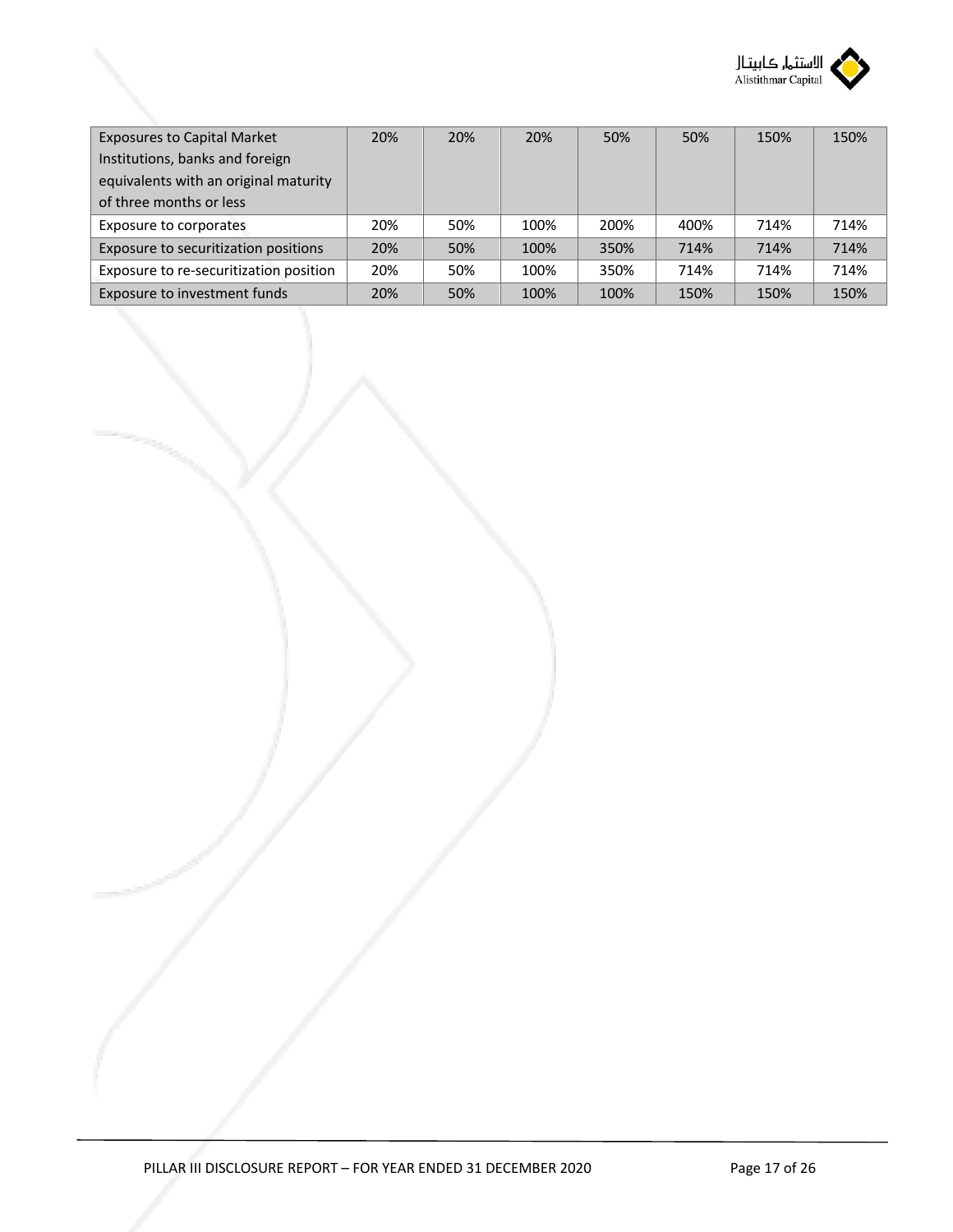| Exposures to Capital Market Institutions, banks and foreign equivalents with an original maturity of three months or less | 20% | 20% | 20% | 50% | 50% | 150% | 150% |
|---|---|---|---|---|---|---|---|
| Exposure to corporates | 20% | 50% | 100% | 200% | 400% | 714% | 714% |
| Exposure to securitization positions | 20% | 50% | 100% | 350% | 714% | 714% | 714% |
| Exposure to re-securitization position | 20% | 50% | 100% | 350% | 714% | 714% | 714% |
| Exposure to investment funds | 20% | 50% | 100% | 100% | 150% | 150% | 150% |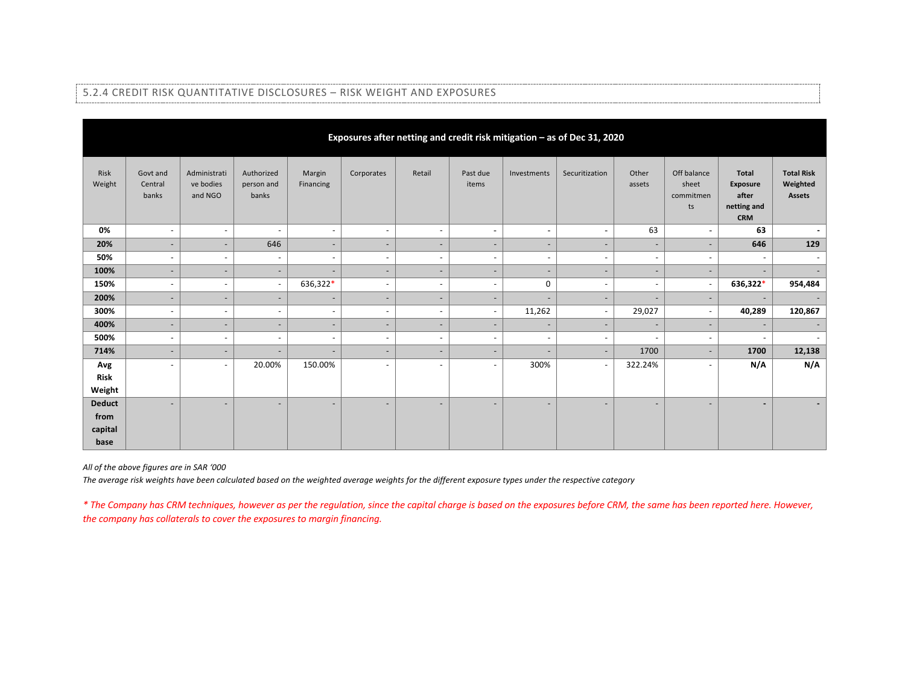### 5.2.4 CREDIT RISK QUANTITATIVE DISCLOSURES – RISK WEIGHT AND EXPOSURES

| Exposures after netting and credit risk mitigation – as of Dec 31, 2020 | | | | | | | | | | | | | |
|---|---|---|---|---|---|---|---|---|---|---|---|---|---|
| Risk Weight | Govt and Central banks | Administrative bodies and NGO | Authorized person and banks | Margin Financing | Corporates | Retail | Past due items | Investments | Securitization | Other assets | Off balance sheet commitments | **Total Exposure after netting and CRM** | **Total Risk Weighted Assets** |
| **0%** | - | - | - | - | - | - | - | - | - | 63 | - | **63** | **-** |
| **20%** | - | - | 646 | - | - | - | - | - | - | - | - | **646** | **129** |
| **50%** | - | - | - | - | - | - | - | - | - | - | - | - | - |
| **100%** | - | - | - | - | - | - | - | - | - | - | - | - | - |
| **150%** | - | - | - | 636,322* | - | - | - | 0 | - | - | - | **636,322*** | **954,484** |
| **200%** | - | - | - | - | - | - | - | - | - | - | - | - | - |
| **300%** | - | - | - | - | - | - | - | 11,262 | - | 29,027 | - | **40,289** | **120,867** |
| **400%** | - | - | - | - | - | - | - | - | - | - | - | - | - |
| **500%** | - | - | - | - | - | - | - | - | - | - | - | - | - |
| **714%** | - | - | - | - | - | - | - | - | - | 1700 | - | **1700** | **12,138** |
| **Avg Risk Weight** | - | - | 20.00% | 150.00% | - | - | - | 300% | - | 322.24% | - | **N/A** | **N/A** |
| **Deduct from capital base** | - | - | - | - | - | - | - | - | - | - | - | **-** | **-** |

*All of the above figures are in SAR '000*

*The average risk weights have been calculated based on the weighted average weights for the different exposure types under the respective category*

*\* The Company has CRM techniques, however as per the regulation, since the capital charge is based on the exposures before CRM, the same has been reported here. However, the company has collaterals to cover the exposures to margin financing.*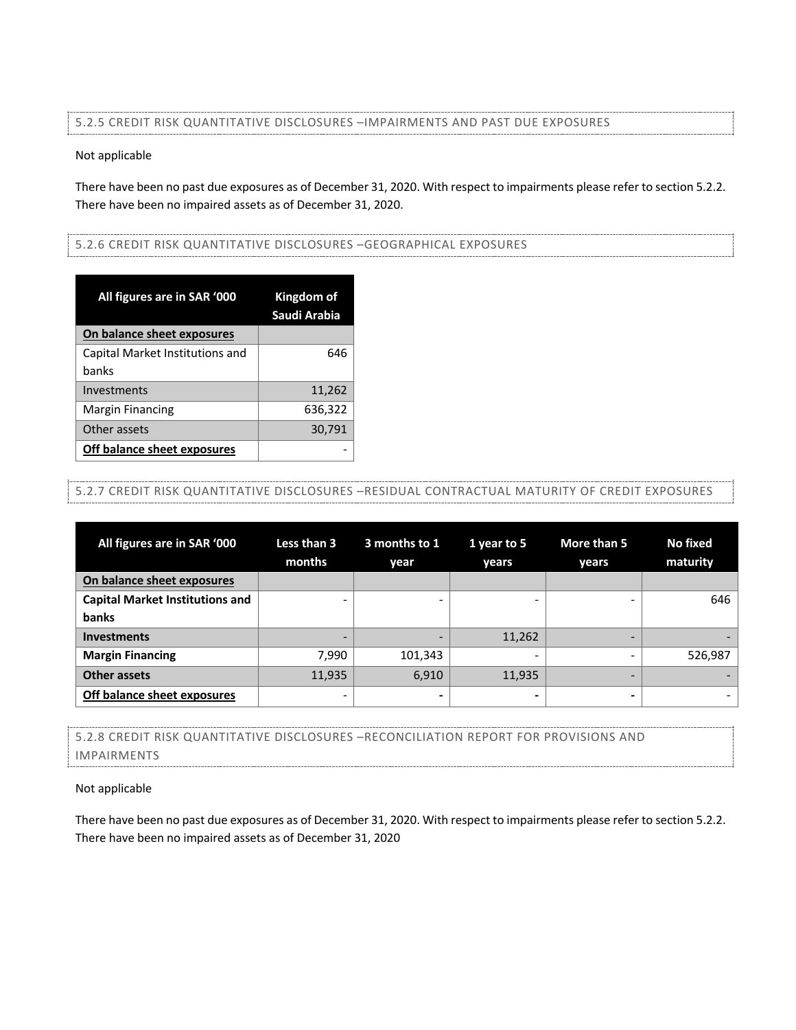### 5.2.5 CREDIT RISK QUANTITATIVE DISCLOSURES –IMPAIRMENTS AND PAST DUE EXPOSURES

Not applicable

There have been no past due exposures as of December 31, 2020. With respect to impairments please refer to section 5.2.2. There have been no impaired assets as of December 31, 2020.

### 5.2.6 CREDIT RISK QUANTITATIVE DISCLOSURES –GEOGRAPHICAL EXPOSURES

| All figures are in SAR '000 | Kingdom of Saudi Arabia |
|---|---|
| **On balance sheet exposures** | |
| Capital Market Institutions and banks | 646 |
| Investments | 11,262 |
| Margin Financing | 636,322 |
| Other assets | 30,791 |
| **Off balance sheet exposures** | - |

### 5.2.7 CREDIT RISK QUANTITATIVE DISCLOSURES –RESIDUAL CONTRACTUAL MATURITY OF CREDIT EXPOSURES

| All figures are in SAR '000 | Less than 3 months | 3 months to 1 year | 1 year to 5 years | More than 5 years | No fixed maturity |
|---|---|---|---|---|---|
| **On balance sheet exposures** | | | | | |
| **Capital Market Institutions and banks** | - | - | - | - | 646 |
| **Investments** | - | - | 11,262 | - | - |
| **Margin Financing** | 7,990 | 101,343 | - | - | 526,987 |
| **Other assets** | 11,935 | 6,910 | 11,935 | - | - |
| **Off balance sheet exposures** | - | - | - | - | - |

### 5.2.8 CREDIT RISK QUANTITATIVE DISCLOSURES –RECONCILIATION REPORT FOR PROVISIONS AND IMPAIRMENTS

Not applicable

There have been no past due exposures as of December 31, 2020. With respect to impairments please refer to section 5.2.2. There have been no impaired assets as of December 31, 2020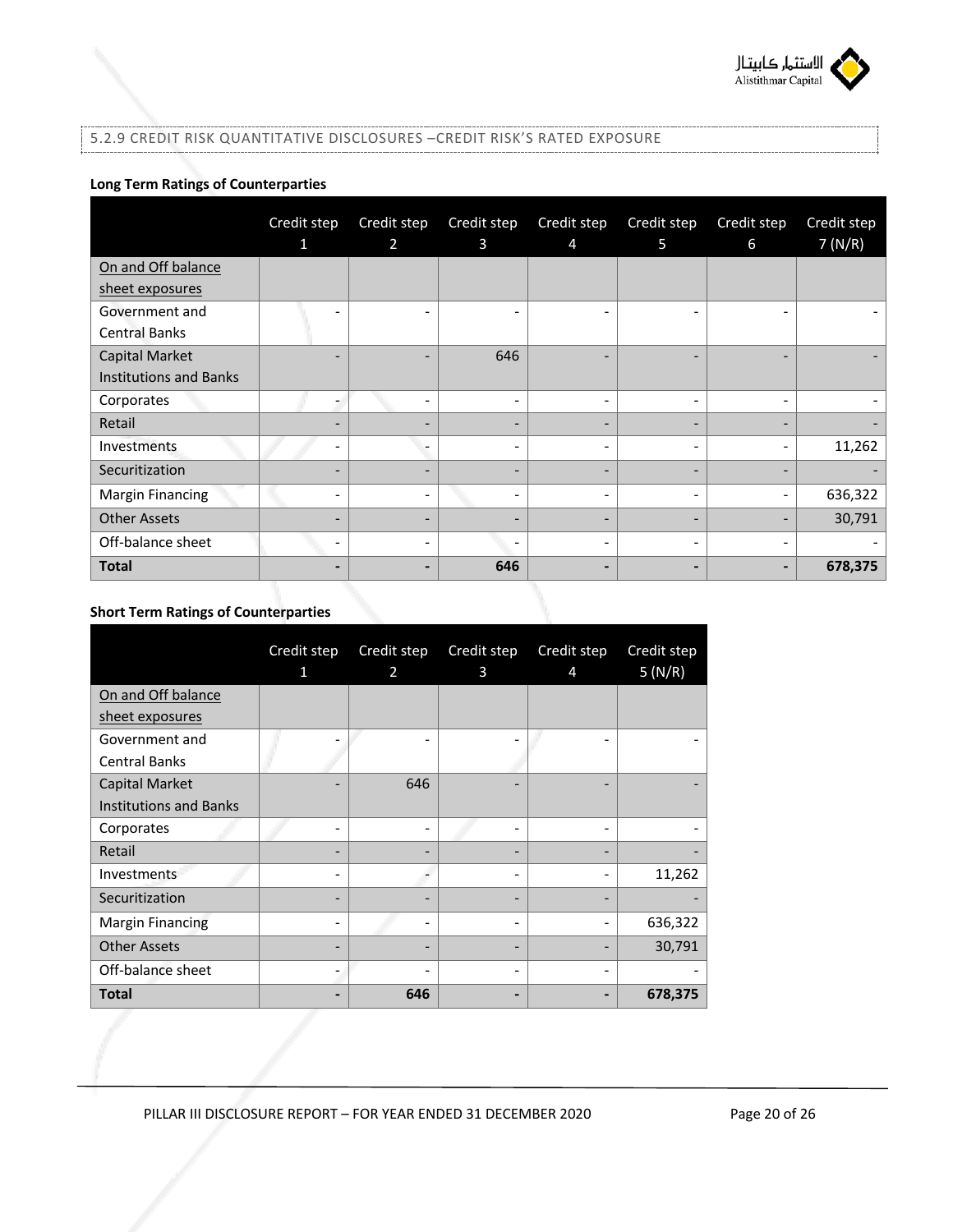## 5.2.9 CREDIT RISK QUANTITATIVE DISCLOSURES –CREDIT RISK'S RATED EXPOSURE

**Long Term Ratings of Counterparties**

| | Credit step 1 | Credit step 2 | Credit step 3 | Credit step 4 | Credit step 5 | Credit step 6 | Credit step 7 (N/R) |
|---|---|---|---|---|---|---|---|
| On and Off balance sheet exposures | | | | | | | |
| Government and Central Banks | - | - | - | - | - | - | - |
| Capital Market Institutions and Banks | - | - | 646 | - | - | - | - |
| Corporates | - | - | - | - | - | - | - |
| Retail | - | - | - | - | - | - | - |
| Investments | - | - | - | - | - | - | 11,262 |
| Securitization | - | - | - | - | - | - | - |
| Margin Financing | - | - | - | - | - | - | 636,322 |
| Other Assets | - | - | - | - | - | - | 30,791 |
| Off-balance sheet | - | - | - | - | - | - | - |
| **Total** | **-** | **-** | **646** | **-** | **-** | **-** | **678,375** |

**Short Term Ratings of Counterparties**

| | Credit step 1 | Credit step 2 | Credit step 3 | Credit step 4 | Credit step 5 (N/R) |
|---|---|---|---|---|---|
| On and Off balance sheet exposures | | | | | |
| Government and Central Banks | - | - | - | - | - |
| Capital Market Institutions and Banks | - | 646 | - | - | - |
| Corporates | - | - | - | - | - |
| Retail | - | - | - | - | - |
| Investments | - | - | - | - | 11,262 |
| Securitization | - | - | - | - | - |
| Margin Financing | - | - | - | - | 636,322 |
| Other Assets | - | - | - | - | 30,791 |
| Off-balance sheet | - | - | - | - | - |
| **Total** | **-** | **646** | **-** | **-** | **678,375** |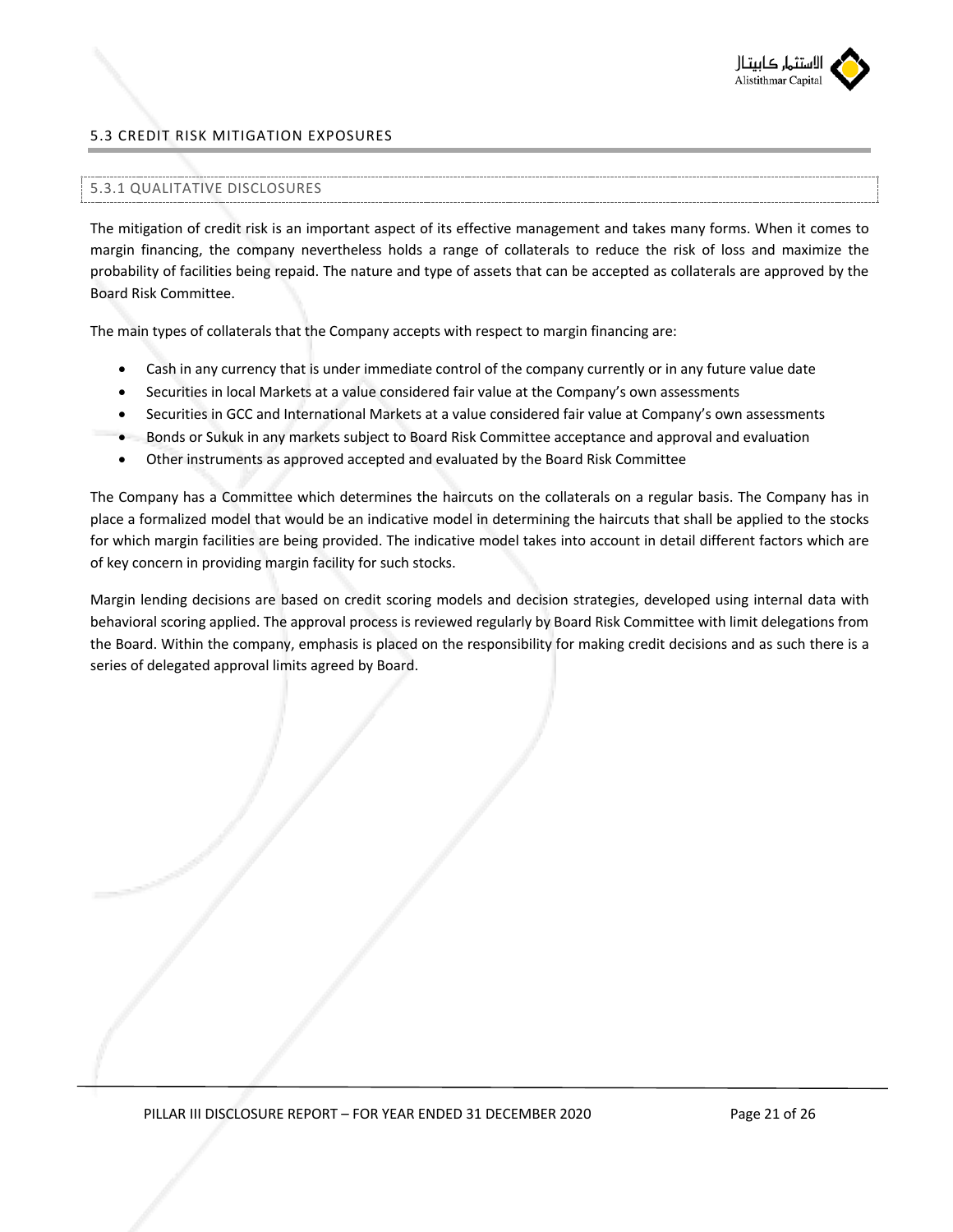## 5.3 CREDIT RISK MITIGATION EXPOSURES

### 5.3.1 QUALITATIVE DISCLOSURES

The mitigation of credit risk is an important aspect of its effective management and takes many forms. When it comes to margin financing, the company nevertheless holds a range of collaterals to reduce the risk of loss and maximize the probability of facilities being repaid. The nature and type of assets that can be accepted as collaterals are approved by the Board Risk Committee.

The main types of collaterals that the Company accepts with respect to margin financing are:

- Cash in any currency that is under immediate control of the company currently or in any future value date
- Securities in local Markets at a value considered fair value at the Company's own assessments
- Securities in GCC and International Markets at a value considered fair value at Company's own assessments
- Bonds or Sukuk in any markets subject to Board Risk Committee acceptance and approval and evaluation
- Other instruments as approved accepted and evaluated by the Board Risk Committee

The Company has a Committee which determines the haircuts on the collaterals on a regular basis. The Company has in place a formalized model that would be an indicative model in determining the haircuts that shall be applied to the stocks for which margin facilities are being provided. The indicative model takes into account in detail different factors which are of key concern in providing margin facility for such stocks.

Margin lending decisions are based on credit scoring models and decision strategies, developed using internal data with behavioral scoring applied. The approval process is reviewed regularly by Board Risk Committee with limit delegations from the Board. Within the company, emphasis is placed on the responsibility for making credit decisions and as such there is a series of delegated approval limits agreed by Board.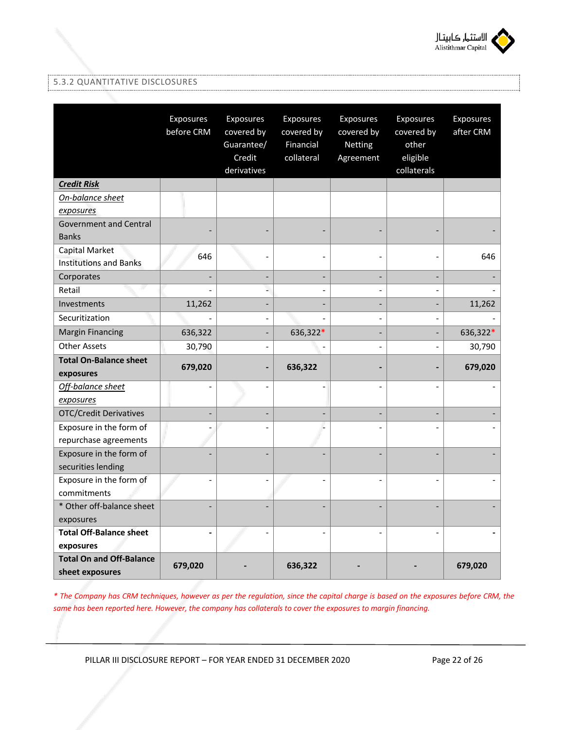### 5.3.2 QUANTITATIVE DISCLOSURES

| | Exposures before CRM | Exposures covered by Guarantee/ Credit derivatives | Exposures covered by Financial collateral | Exposures covered by Netting Agreement | Exposures covered by other eligible collaterals | Exposures after CRM |
|---|---|---|---|---|---|---|
| ***Credit Risk*** | | | | | | |
| *On-balance sheet exposures* | | | | | | |
| Government and Central Banks | - | - | - | - | - | - |
| Capital Market Institutions and Banks | 646 | - | - | - | - | 646 |
| Corporates | - | - | - | - | - | - |
| Retail | - | - | - | - | - | - |
| Investments | 11,262 | - | - | - | - | 11,262 |
| Securitization | - | - | - | - | - | - |
| Margin Financing | 636,322 | - | 636,322* | - | - | 636,322* |
| Other Assets | 30,790 | - | - | - | - | 30,790 |
| **Total On-Balance sheet exposures** | **679,020** | **-** | **636,322** | **-** | **-** | **679,020** |
| *Off-balance sheet exposures* | - | - | - | - | - | - |
| OTC/Credit Derivatives | - | - | - | - | - | - |
| Exposure in the form of repurchase agreements | - | - | - | - | - | - |
| Exposure in the form of securities lending | - | - | - | - | - | - |
| Exposure in the form of commitments | - | - | - | - | - | - |
| * Other off-balance sheet exposures | - | - | - | - | - | - |
| **Total Off-Balance sheet exposures** | **-** | - | - | - | - | **-** |
| **Total On and Off-Balance sheet exposures** | **679,020** | **-** | **636,322** | **-** | **-** | **679,020** |

*\* The Company has CRM techniques, however as per the regulation, since the capital charge is based on the exposures before CRM, the same has been reported here. However, the company has collaterals to cover the exposures to margin financing.*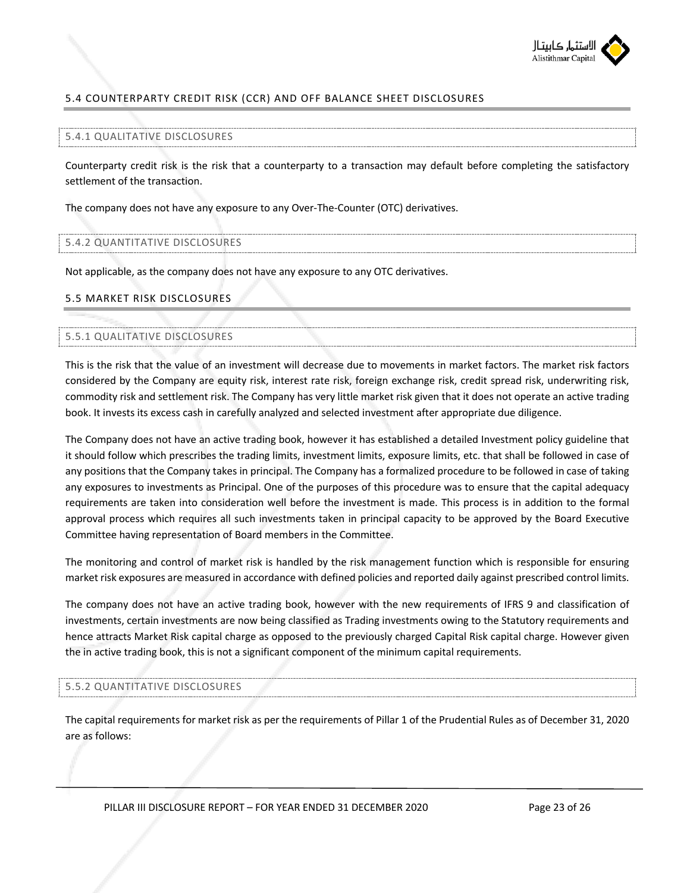## 5.4 COUNTERPARTY CREDIT RISK (CCR) AND OFF BALANCE SHEET DISCLOSURES

### 5.4.1 QUALITATIVE DISCLOSURES

Counterparty credit risk is the risk that a counterparty to a transaction may default before completing the satisfactory settlement of the transaction.

The company does not have any exposure to any Over-The-Counter (OTC) derivatives.

### 5.4.2 QUANTITATIVE DISCLOSURES

Not applicable, as the company does not have any exposure to any OTC derivatives.

## 5.5 MARKET RISK DISCLOSURES

### 5.5.1 QUALITATIVE DISCLOSURES

This is the risk that the value of an investment will decrease due to movements in market factors. The market risk factors considered by the Company are equity risk, interest rate risk, foreign exchange risk, credit spread risk, underwriting risk, commodity risk and settlement risk. The Company has very little market risk given that it does not operate an active trading book. It invests its excess cash in carefully analyzed and selected investment after appropriate due diligence.

The Company does not have an active trading book, however it has established a detailed Investment policy guideline that it should follow which prescribes the trading limits, investment limits, exposure limits, etc. that shall be followed in case of any positions that the Company takes in principal. The Company has a formalized procedure to be followed in case of taking any exposures to investments as Principal. One of the purposes of this procedure was to ensure that the capital adequacy requirements are taken into consideration well before the investment is made. This process is in addition to the formal approval process which requires all such investments taken in principal capacity to be approved by the Board Executive Committee having representation of Board members in the Committee.

The monitoring and control of market risk is handled by the risk management function which is responsible for ensuring market risk exposures are measured in accordance with defined policies and reported daily against prescribed control limits.

The company does not have an active trading book, however with the new requirements of IFRS 9 and classification of investments, certain investments are now being classified as Trading investments owing to the Statutory requirements and hence attracts Market Risk capital charge as opposed to the previously charged Capital Risk capital charge. However given the in active trading book, this is not a significant component of the minimum capital requirements.

### 5.5.2 QUANTITATIVE DISCLOSURES

The capital requirements for market risk as per the requirements of Pillar 1 of the Prudential Rules as of December 31, 2020 are as follows: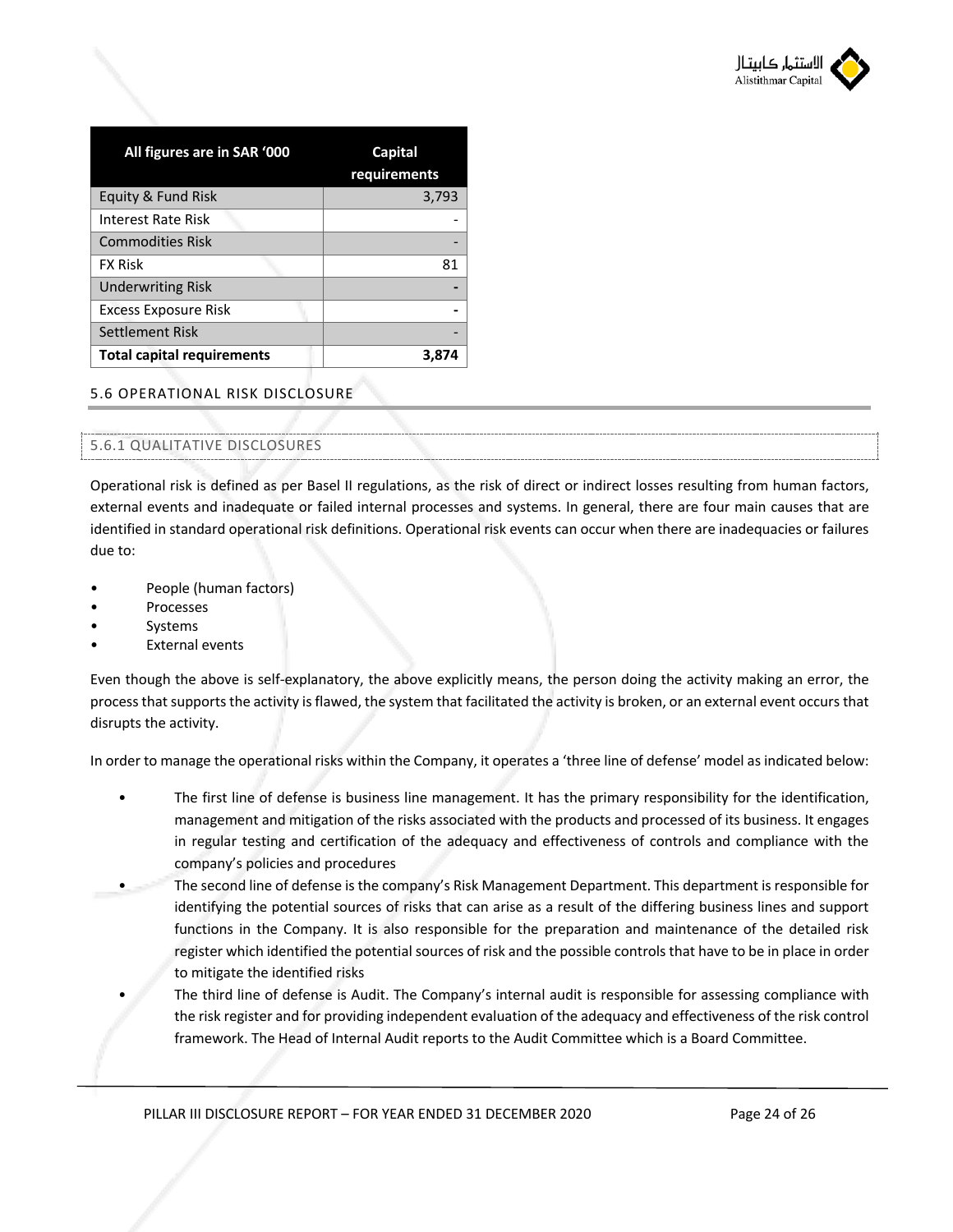| All figures are in SAR '000 | Capital requirements |
|---|---|
| Equity & Fund Risk | 3,793 |
| Interest Rate Risk | - |
| Commodities Risk | - |
| FX Risk | 81 |
| Underwriting Risk | - |
| Excess Exposure Risk | - |
| Settlement Risk | - |
| **Total capital requirements** | **3,874** |

## 5.6 OPERATIONAL RISK DISCLOSURE

### 5.6.1 QUALITATIVE DISCLOSURES

Operational risk is defined as per Basel II regulations, as the risk of direct or indirect losses resulting from human factors, external events and inadequate or failed internal processes and systems. In general, there are four main causes that are identified in standard operational risk definitions. Operational risk events can occur when there are inadequacies or failures due to:

- People (human factors)
- Processes
- Systems
- External events

Even though the above is self-explanatory, the above explicitly means, the person doing the activity making an error, the process that supports the activity is flawed, the system that facilitated the activity is broken, or an external event occurs that disrupts the activity.

In order to manage the operational risks within the Company, it operates a 'three line of defense' model as indicated below:

- The first line of defense is business line management. It has the primary responsibility for the identification, management and mitigation of the risks associated with the products and processed of its business. It engages in regular testing and certification of the adequacy and effectiveness of controls and compliance with the company's policies and procedures
- The second line of defense is the company's Risk Management Department. This department is responsible for identifying the potential sources of risks that can arise as a result of the differing business lines and support functions in the Company. It is also responsible for the preparation and maintenance of the detailed risk register which identified the potential sources of risk and the possible controls that have to be in place in order to mitigate the identified risks
- The third line of defense is Audit. The Company's internal audit is responsible for assessing compliance with the risk register and for providing independent evaluation of the adequacy and effectiveness of the risk control framework. The Head of Internal Audit reports to the Audit Committee which is a Board Committee.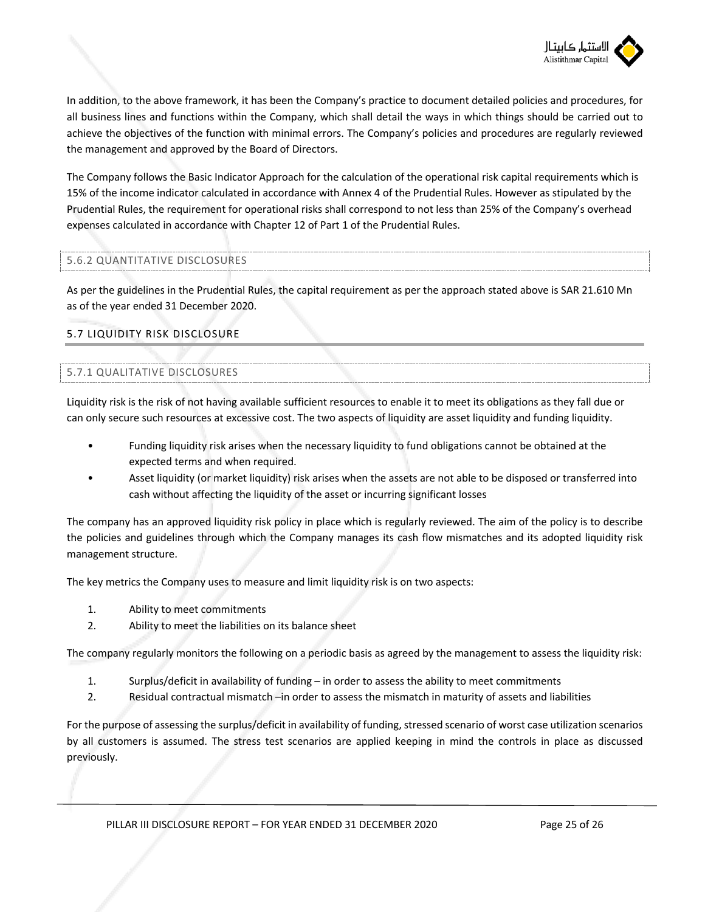In addition, to the above framework, it has been the Company's practice to document detailed policies and procedures, for all business lines and functions within the Company, which shall detail the ways in which things should be carried out to achieve the objectives of the function with minimal errors. The Company's policies and procedures are regularly reviewed the management and approved by the Board of Directors.

The Company follows the Basic Indicator Approach for the calculation of the operational risk capital requirements which is 15% of the income indicator calculated in accordance with Annex 4 of the Prudential Rules. However as stipulated by the Prudential Rules, the requirement for operational risks shall correspond to not less than 25% of the Company's overhead expenses calculated in accordance with Chapter 12 of Part 1 of the Prudential Rules.

### 5.6.2 QUANTITATIVE DISCLOSURES

As per the guidelines in the Prudential Rules, the capital requirement as per the approach stated above is SAR 21.610 Mn as of the year ended 31 December 2020.

## 5.7 LIQUIDITY RISK DISCLOSURE

### 5.7.1 QUALITATIVE DISCLOSURES

Liquidity risk is the risk of not having available sufficient resources to enable it to meet its obligations as they fall due or can only secure such resources at excessive cost. The two aspects of liquidity are asset liquidity and funding liquidity.

- Funding liquidity risk arises when the necessary liquidity to fund obligations cannot be obtained at the expected terms and when required.
- Asset liquidity (or market liquidity) risk arises when the assets are not able to be disposed or transferred into cash without affecting the liquidity of the asset or incurring significant losses

The company has an approved liquidity risk policy in place which is regularly reviewed. The aim of the policy is to describe the policies and guidelines through which the Company manages its cash flow mismatches and its adopted liquidity risk management structure.

The key metrics the Company uses to measure and limit liquidity risk is on two aspects:

1. Ability to meet commitments
2. Ability to meet the liabilities on its balance sheet

The company regularly monitors the following on a periodic basis as agreed by the management to assess the liquidity risk:

1. Surplus/deficit in availability of funding – in order to assess the ability to meet commitments
2. Residual contractual mismatch –in order to assess the mismatch in maturity of assets and liabilities

For the purpose of assessing the surplus/deficit in availability of funding, stressed scenario of worst case utilization scenarios by all customers is assumed. The stress test scenarios are applied keeping in mind the controls in place as discussed previously.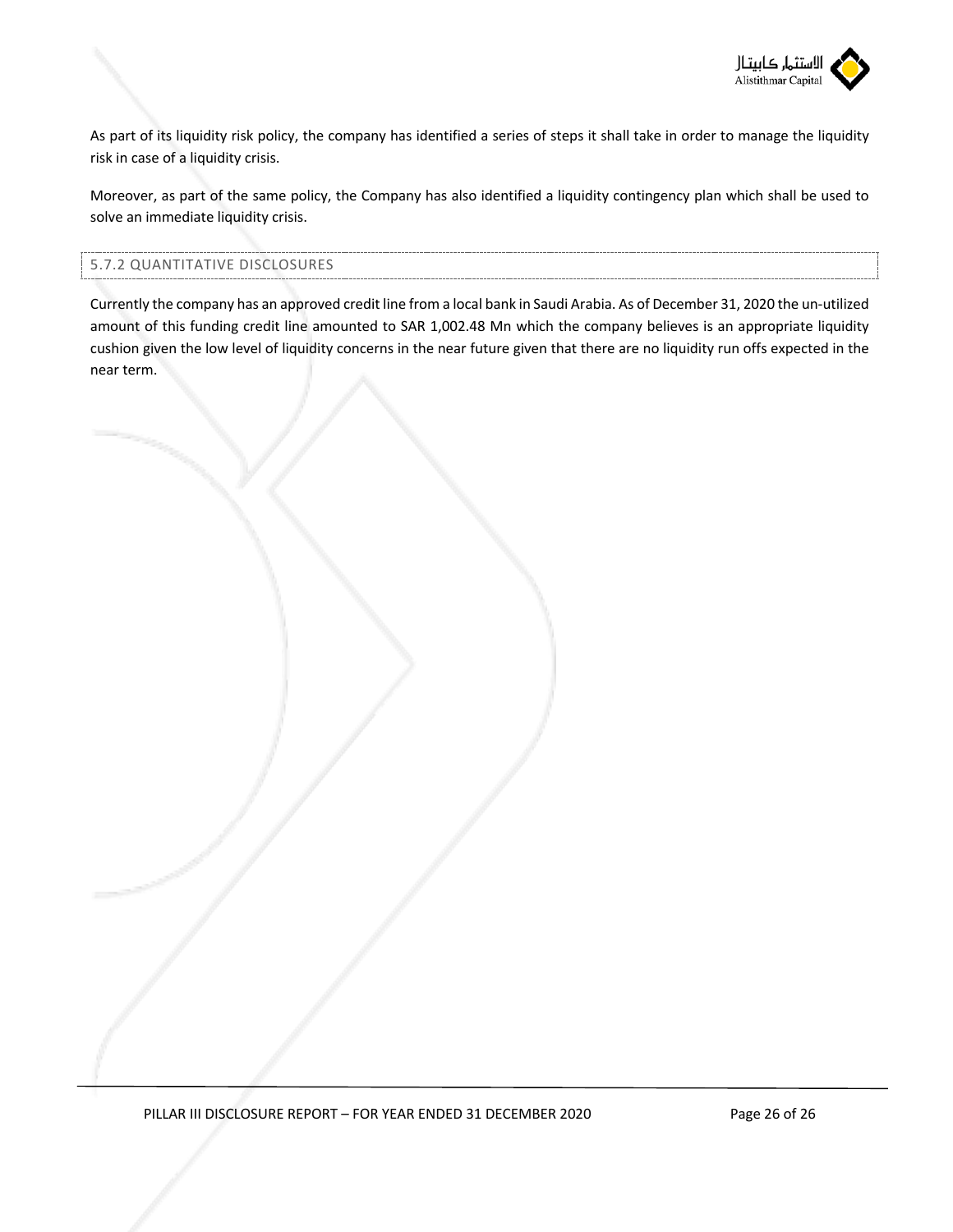As part of its liquidity risk policy, the company has identified a series of steps it shall take in order to manage the liquidity risk in case of a liquidity crisis.

Moreover, as part of the same policy, the Company has also identified a liquidity contingency plan which shall be used to solve an immediate liquidity crisis.

### 5.7.2 QUANTITATIVE DISCLOSURES

Currently the company has an approved credit line from a local bank in Saudi Arabia. As of December 31, 2020 the un-utilized amount of this funding credit line amounted to SAR 1,002.48 Mn which the company believes is an appropriate liquidity cushion given the low level of liquidity concerns in the near future given that there are no liquidity run offs expected in the near term.